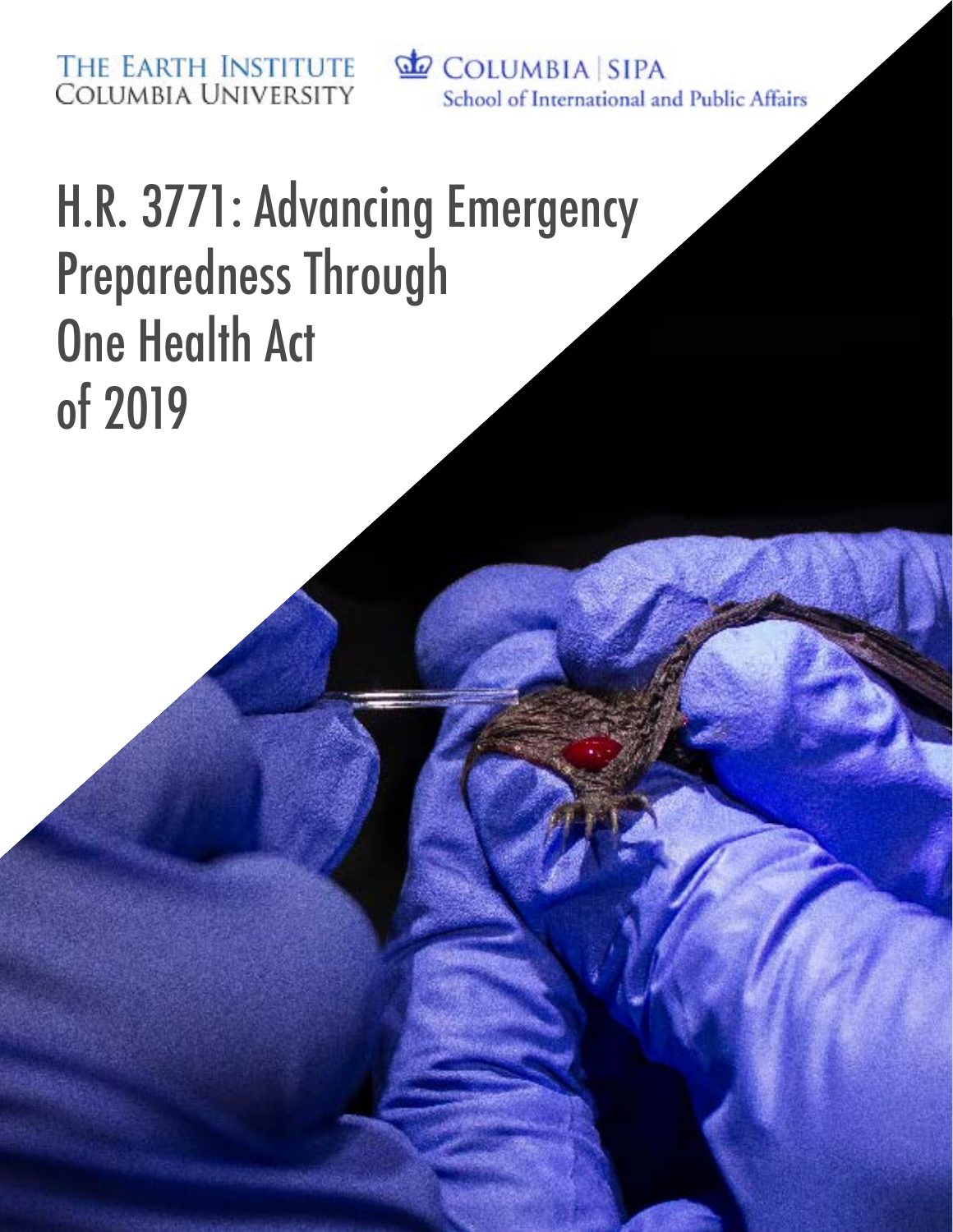THE EARTH INSTITUTE
COLUMBIA UNIVERSITY

COLUMBIA | SIPA
School of International and Public Affairs

# H.R. 3771: Advancing Emergency Preparedness Through One Health Act of 2019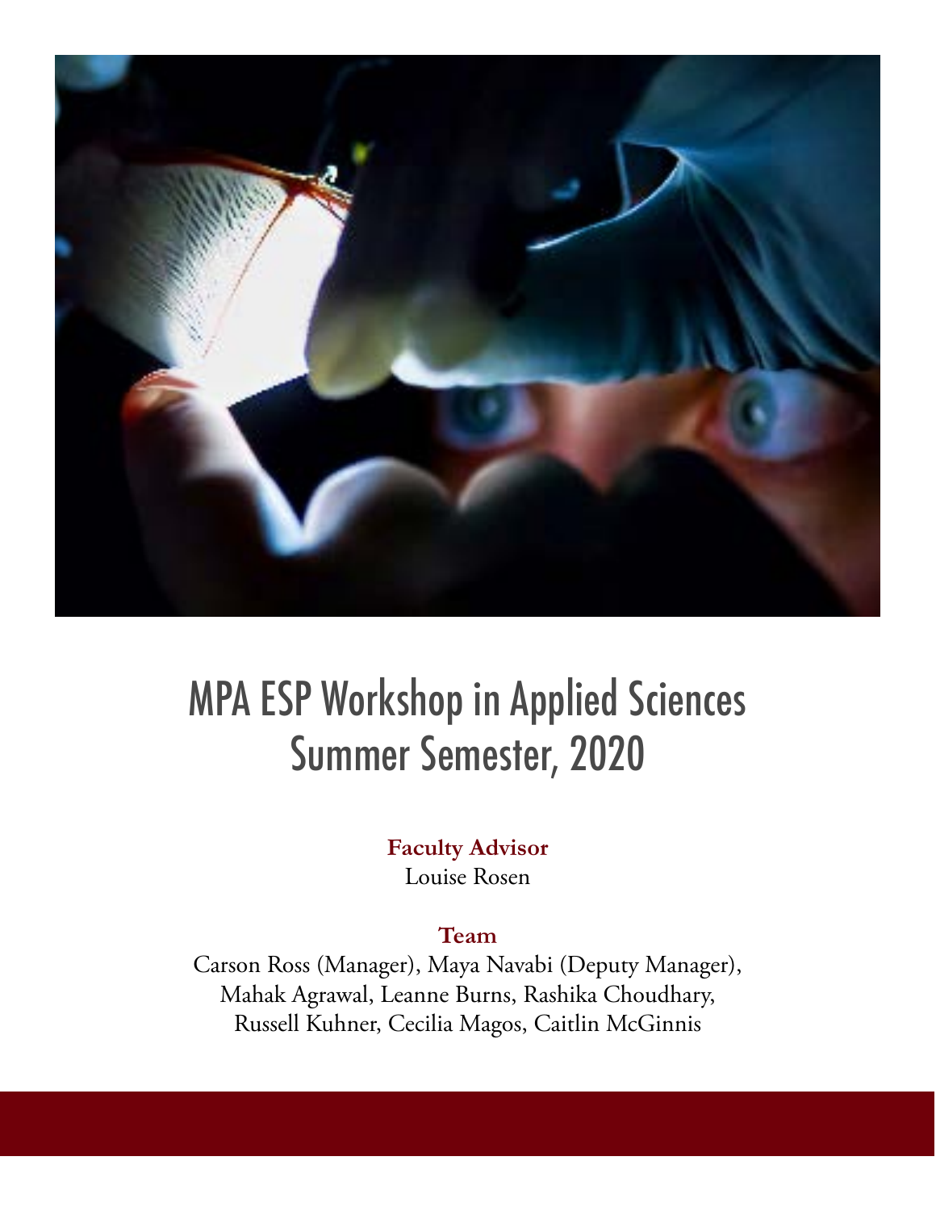# MPA ESP Workshop in Applied Sciences
# Summer Semester, 2020

**Faculty Advisor**
Louise Rosen

**Team**
Carson Ross (Manager), Maya Navabi (Deputy Manager), Mahak Agrawal, Leanne Burns, Rashika Choudhary, Russell Kuhner, Cecilia Magos, Caitlin McGinnis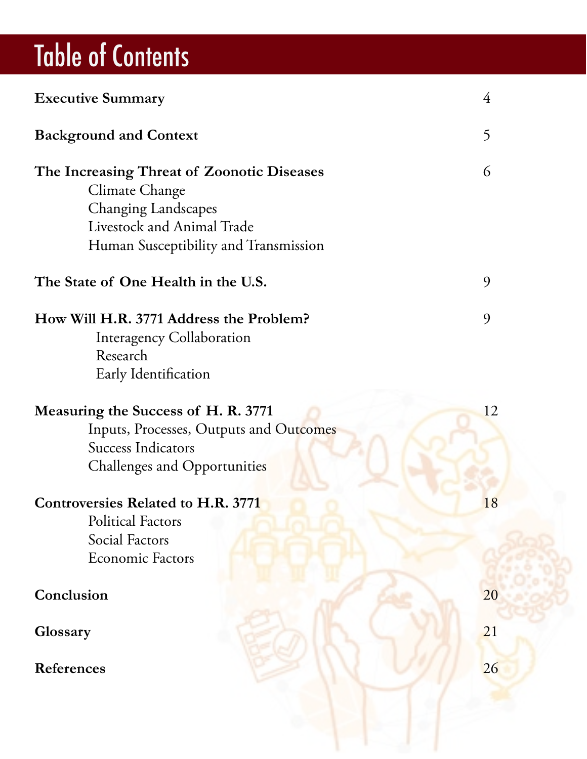# Table of Contents

| | |
|---|---|
| **Executive Summary** | 4 |
| **Background and Context** | 5 |
| **The Increasing Threat of Zoonotic Diseases** | 6 |
| Climate Change | |
| Changing Landscapes | |
| Livestock and Animal Trade | |
| Human Susceptibility and Transmission | |
| **The State of One Health in the U.S.** | 9 |
| **How Will H.R. 3771 Address the Problem?** | 9 |
| Interagency Collaboration | |
| Research | |
| Early Identification | |
| **Measuring the Success of H. R. 3771** | 12 |
| Inputs, Processes, Outputs and Outcomes | |
| Success Indicators | |
| Challenges and Opportunities | |
| **Controversies Related to H.R. 3771** | 18 |
| Political Factors | |
| Social Factors | |
| Economic Factors | |
| **Conclusion** | 20 |
| **Glossary** | 21 |
| **References** | 26 |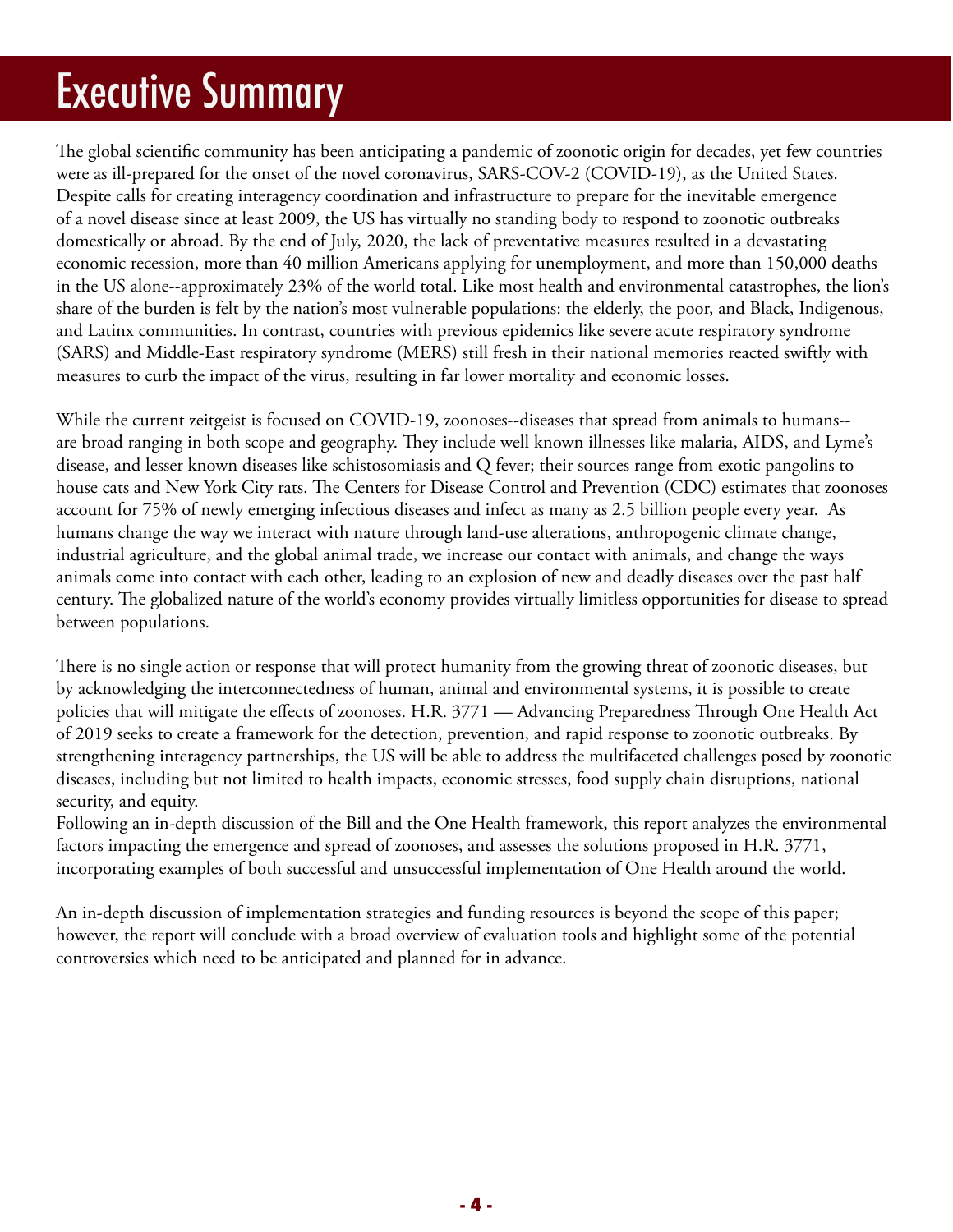# Executive Summary

The global scientific community has been anticipating a pandemic of zoonotic origin for decades, yet few countries were as ill-prepared for the onset of the novel coronavirus, SARS-COV-2 (COVID-19), as the United States. Despite calls for creating interagency coordination and infrastructure to prepare for the inevitable emergence of a novel disease since at least 2009, the US has virtually no standing body to respond to zoonotic outbreaks domestically or abroad. By the end of July, 2020, the lack of preventative measures resulted in a devastating economic recession, more than 40 million Americans applying for unemployment, and more than 150,000 deaths in the US alone--approximately 23% of the world total. Like most health and environmental catastrophes, the lion's share of the burden is felt by the nation's most vulnerable populations: the elderly, the poor, and Black, Indigenous, and Latinx communities. In contrast, countries with previous epidemics like severe acute respiratory syndrome (SARS) and Middle-East respiratory syndrome (MERS) still fresh in their national memories reacted swiftly with measures to curb the impact of the virus, resulting in far lower mortality and economic losses.

While the current zeitgeist is focused on COVID-19, zoonoses--diseases that spread from animals to humans--are broad ranging in both scope and geography. They include well known illnesses like malaria, AIDS, and Lyme's disease, and lesser known diseases like schistosomiasis and Q fever; their sources range from exotic pangolins to house cats and New York City rats. The Centers for Disease Control and Prevention (CDC) estimates that zoonoses account for 75% of newly emerging infectious diseases and infect as many as 2.5 billion people every year. As humans change the way we interact with nature through land-use alterations, anthropogenic climate change, industrial agriculture, and the global animal trade, we increase our contact with animals, and change the ways animals come into contact with each other, leading to an explosion of new and deadly diseases over the past half century. The globalized nature of the world's economy provides virtually limitless opportunities for disease to spread between populations.

There is no single action or response that will protect humanity from the growing threat of zoonotic diseases, but by acknowledging the interconnectedness of human, animal and environmental systems, it is possible to create policies that will mitigate the effects of zoonoses. H.R. 3771 — Advancing Preparedness Through One Health Act of 2019 seeks to create a framework for the detection, prevention, and rapid response to zoonotic outbreaks. By strengthening interagency partnerships, the US will be able to address the multifaceted challenges posed by zoonotic diseases, including but not limited to health impacts, economic stresses, food supply chain disruptions, national security, and equity.

Following an in-depth discussion of the Bill and the One Health framework, this report analyzes the environmental factors impacting the emergence and spread of zoonoses, and assesses the solutions proposed in H.R. 3771, incorporating examples of both successful and unsuccessful implementation of One Health around the world.

An in-depth discussion of implementation strategies and funding resources is beyond the scope of this paper; however, the report will conclude with a broad overview of evaluation tools and highlight some of the potential controversies which need to be anticipated and planned for in advance.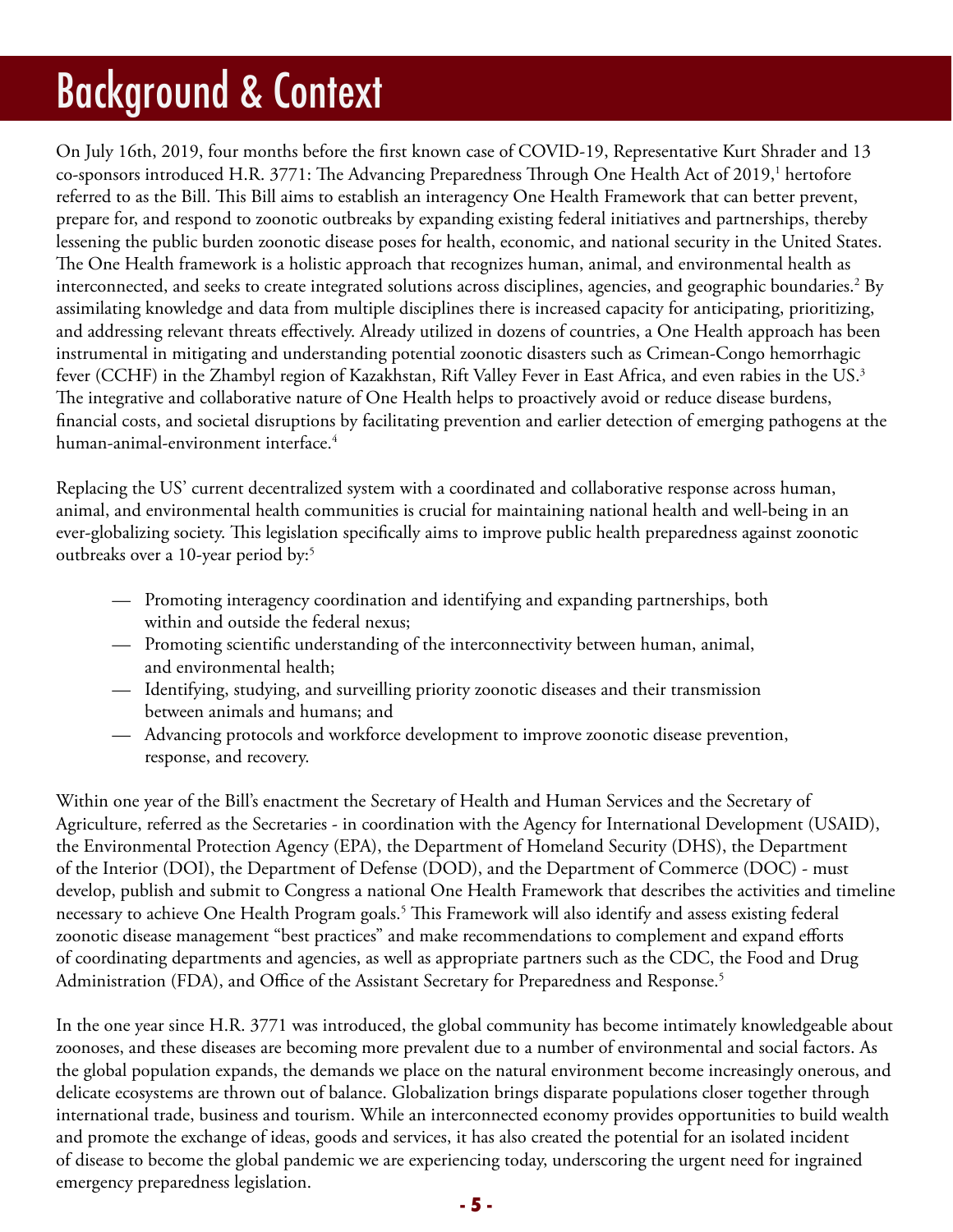# Background & Context

On July 16th, 2019, four months before the first known case of COVID-19, Representative Kurt Shrader and 13 co-sponsors introduced H.R. 3771: The Advancing Preparedness Through One Health Act of 2019,[1] hertofore referred to as the Bill. This Bill aims to establish an interagency One Health Framework that can better prevent, prepare for, and respond to zoonotic outbreaks by expanding existing federal initiatives and partnerships, thereby lessening the public burden zoonotic disease poses for health, economic, and national security in the United States. The One Health framework is a holistic approach that recognizes human, animal, and environmental health as interconnected, and seeks to create integrated solutions across disciplines, agencies, and geographic boundaries.[2] By assimilating knowledge and data from multiple disciplines there is increased capacity for anticipating, prioritizing, and addressing relevant threats effectively. Already utilized in dozens of countries, a One Health approach has been instrumental in mitigating and understanding potential zoonotic disasters such as Crimean-Congo hemorrhagic fever (CCHF) in the Zhambyl region of Kazakhstan, Rift Valley Fever in East Africa, and even rabies in the US.[3] The integrative and collaborative nature of One Health helps to proactively avoid or reduce disease burdens, financial costs, and societal disruptions by facilitating prevention and earlier detection of emerging pathogens at the human-animal-environment interface.[4]

Replacing the US' current decentralized system with a coordinated and collaborative response across human, animal, and environmental health communities is crucial for maintaining national health and well-being in an ever-globalizing society. This legislation specifically aims to improve public health preparedness against zoonotic outbreaks over a 10-year period by:[5]

- Promoting interagency coordination and identifying and expanding partnerships, both within and outside the federal nexus;
- Promoting scientific understanding of the interconnectivity between human, animal, and environmental health;
- Identifying, studying, and surveilling priority zoonotic diseases and their transmission between animals and humans; and
- Advancing protocols and workforce development to improve zoonotic disease prevention, response, and recovery.

Within one year of the Bill's enactment the Secretary of Health and Human Services and the Secretary of Agriculture, referred as the Secretaries - in coordination with the Agency for International Development (USAID), the Environmental Protection Agency (EPA), the Department of Homeland Security (DHS), the Department of the Interior (DOI), the Department of Defense (DOD), and the Department of Commerce (DOC) - must develop, publish and submit to Congress a national One Health Framework that describes the activities and timeline necessary to achieve One Health Program goals.[5] This Framework will also identify and assess existing federal zoonotic disease management "best practices" and make recommendations to complement and expand efforts of coordinating departments and agencies, as well as appropriate partners such as the CDC, the Food and Drug Administration (FDA), and Office of the Assistant Secretary for Preparedness and Response.[5]

In the one year since H.R. 3771 was introduced, the global community has become intimately knowledgeable about zoonoses, and these diseases are becoming more prevalent due to a number of environmental and social factors. As the global population expands, the demands we place on the natural environment become increasingly onerous, and delicate ecosystems are thrown out of balance. Globalization brings disparate populations closer together through international trade, business and tourism. While an interconnected economy provides opportunities to build wealth and promote the exchange of ideas, goods and services, it has also created the potential for an isolated incident of disease to become the global pandemic we are experiencing today, underscoring the urgent need for ingrained emergency preparedness legislation.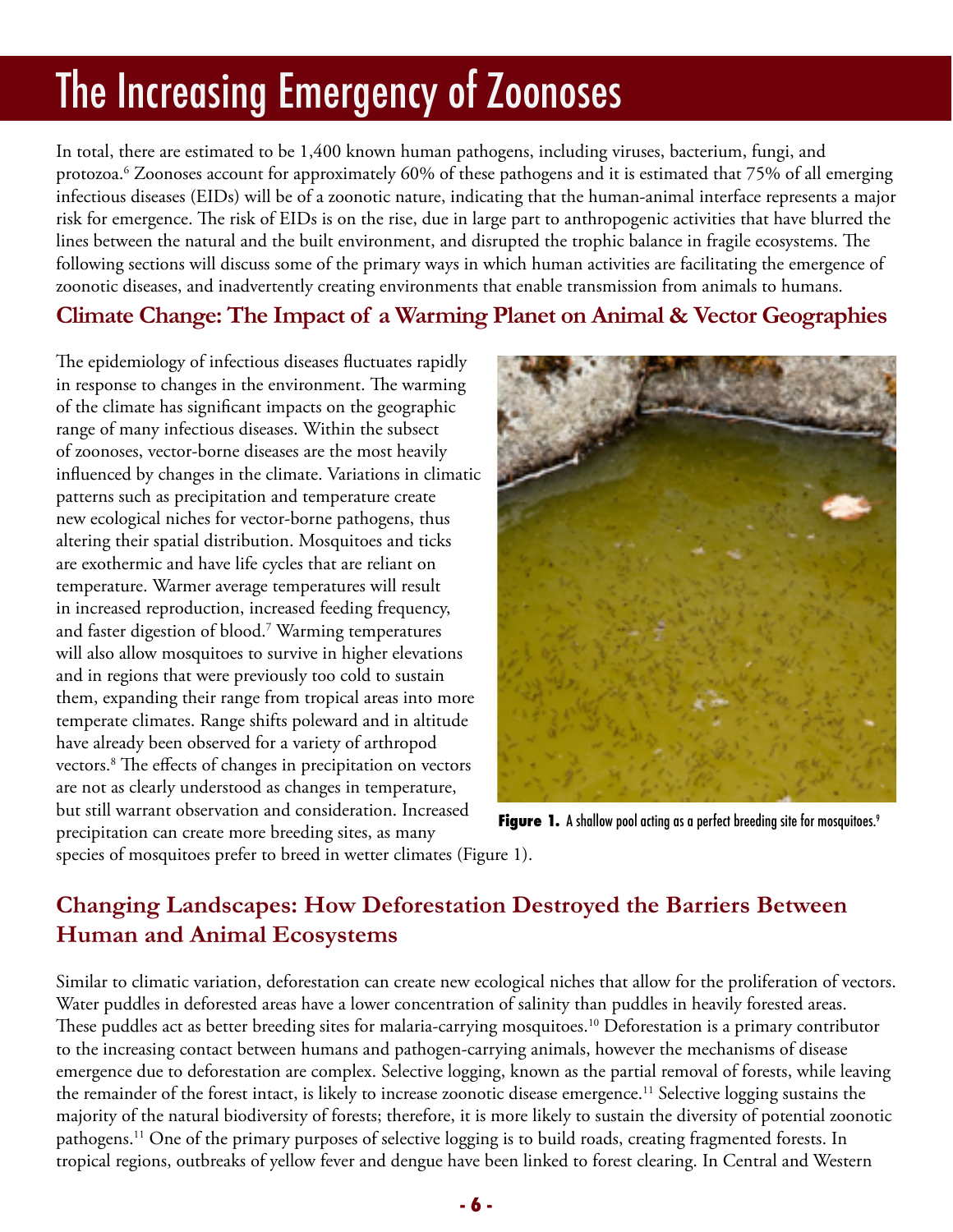# The Increasing Emergency of Zoonoses

In total, there are estimated to be 1,400 known human pathogens, including viruses, bacterium, fungi, and protozoa.[6] Zoonoses account for approximately 60% of these pathogens and it is estimated that 75% of all emerging infectious diseases (EIDs) will be of a zoonotic nature, indicating that the human-animal interface represents a major risk for emergence. The risk of EIDs is on the rise, due in large part to anthropogenic activities that have blurred the lines between the natural and the built environment, and disrupted the trophic balance in fragile ecosystems. The following sections will discuss some of the primary ways in which human activities are facilitating the emergence of zoonotic diseases, and inadvertently creating environments that enable transmission from animals to humans.

## Climate Change: The Impact of a Warming Planet on Animal & Vector Geographies

The epidemiology of infectious diseases fluctuates rapidly in response to changes in the environment. The warming of the climate has significant impacts on the geographic range of many infectious diseases. Within the subsect of zoonoses, vector-borne diseases are the most heavily influenced by changes in the climate. Variations in climatic patterns such as precipitation and temperature create new ecological niches for vector-borne pathogens, thus altering their spatial distribution. Mosquitoes and ticks are exothermic and have life cycles that are reliant on temperature. Warmer average temperatures will result in increased reproduction, increased feeding frequency, and faster digestion of blood.[7] Warming temperatures will also allow mosquitoes to survive in higher elevations and in regions that were previously too cold to sustain them, expanding their range from tropical areas into more temperate climates. Range shifts poleward and in altitude have already been observed for a variety of arthropod vectors.[8] The effects of changes in precipitation on vectors are not as clearly understood as changes in temperature, but still warrant observation and consideration. Increased precipitation can create more breeding sites, as many species of mosquitoes prefer to breed in wetter climates (Figure 1).

**Figure 1.** A shallow pool acting as a perfect breeding site for mosquitoes.[9]

## Changing Landscapes: How Deforestation Destroyed the Barriers Between Human and Animal Ecosystems

Similar to climatic variation, deforestation can create new ecological niches that allow for the proliferation of vectors. Water puddles in deforested areas have a lower concentration of salinity than puddles in heavily forested areas. These puddles act as better breeding sites for malaria-carrying mosquitoes.[10] Deforestation is a primary contributor to the increasing contact between humans and pathogen-carrying animals, however the mechanisms of disease emergence due to deforestation are complex. Selective logging, known as the partial removal of forests, while leaving the remainder of the forest intact, is likely to increase zoonotic disease emergence.[11] Selective logging sustains the majority of the natural biodiversity of forests; therefore, it is more likely to sustain the diversity of potential zoonotic pathogens.[11] One of the primary purposes of selective logging is to build roads, creating fragmented forests. In tropical regions, outbreaks of yellow fever and dengue have been linked to forest clearing. In Central and Western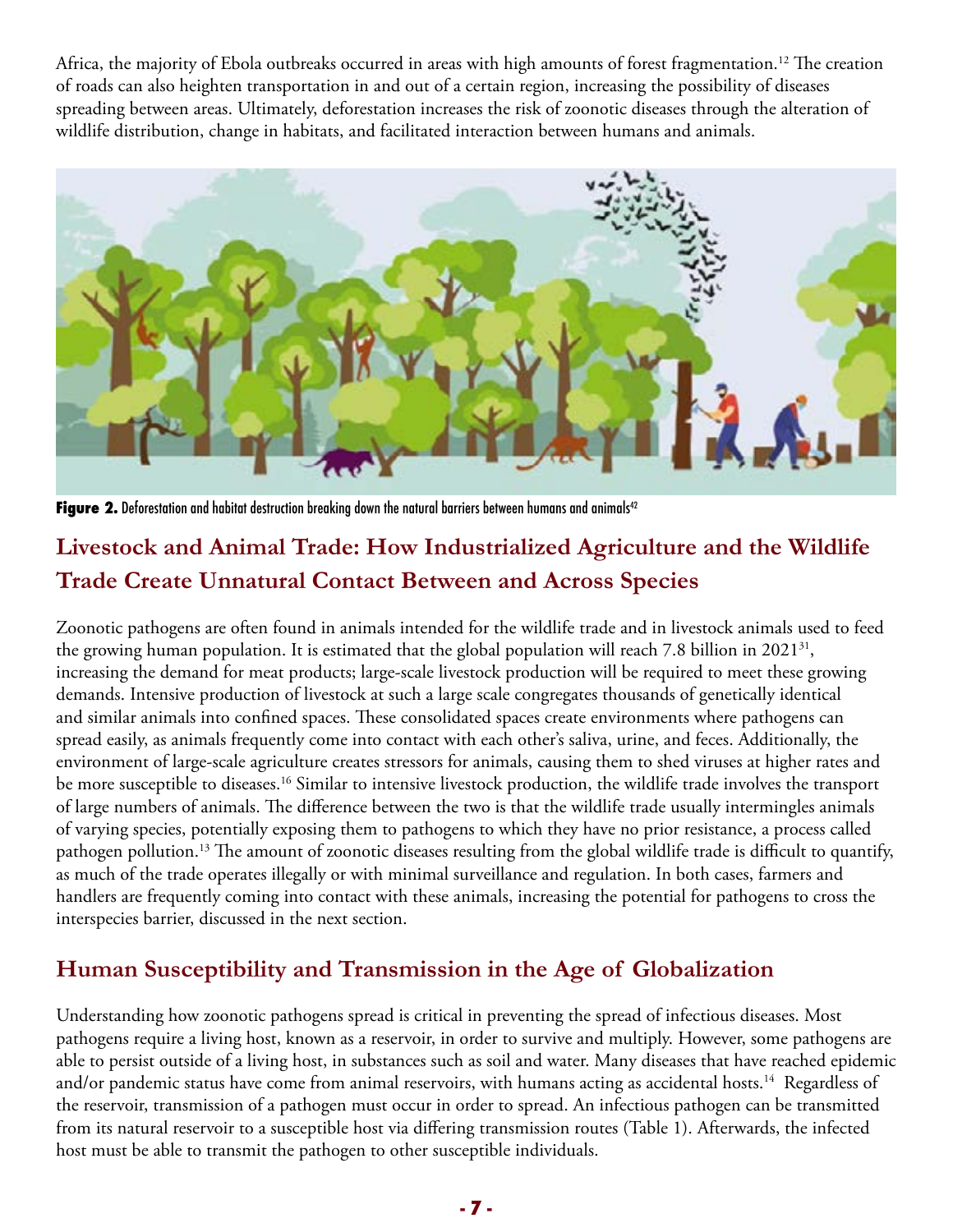Africa, the majority of Ebola outbreaks occurred in areas with high amounts of forest fragmentation.[12] The creation of roads can also heighten transportation in and out of a certain region, increasing the possibility of diseases spreading between areas. Ultimately, deforestation increases the risk of zoonotic diseases through the alteration of wildlife distribution, change in habitats, and facilitated interaction between humans and animals.

**Figure 2.** Deforestation and habitat destruction breaking down the natural barriers between humans and animals[42]

## Livestock and Animal Trade: How Industrialized Agriculture and the Wildlife Trade Create Unnatural Contact Between and Across Species

Zoonotic pathogens are often found in animals intended for the wildlife trade and in livestock animals used to feed the growing human population. It is estimated that the global population will reach 7.8 billion in 2021[31], increasing the demand for meat products; large-scale livestock production will be required to meet these growing demands. Intensive production of livestock at such a large scale congregates thousands of genetically identical and similar animals into confined spaces. These consolidated spaces create environments where pathogens can spread easily, as animals frequently come into contact with each other's saliva, urine, and feces. Additionally, the environment of large-scale agriculture creates stressors for animals, causing them to shed viruses at higher rates and be more susceptible to diseases.[16] Similar to intensive livestock production, the wildlife trade involves the transport of large numbers of animals. The difference between the two is that the wildlife trade usually intermingles animals of varying species, potentially exposing them to pathogens to which they have no prior resistance, a process called pathogen pollution.[13] The amount of zoonotic diseases resulting from the global wildlife trade is difficult to quantify, as much of the trade operates illegally or with minimal surveillance and regulation. In both cases, farmers and handlers are frequently coming into contact with these animals, increasing the potential for pathogens to cross the interspecies barrier, discussed in the next section.

## Human Susceptibility and Transmission in the Age of Globalization

Understanding how zoonotic pathogens spread is critical in preventing the spread of infectious diseases. Most pathogens require a living host, known as a reservoir, in order to survive and multiply. However, some pathogens are able to persist outside of a living host, in substances such as soil and water. Many diseases that have reached epidemic and/or pandemic status have come from animal reservoirs, with humans acting as accidental hosts.[14] Regardless of the reservoir, transmission of a pathogen must occur in order to spread. An infectious pathogen can be transmitted from its natural reservoir to a susceptible host via differing transmission routes (Table 1). Afterwards, the infected host must be able to transmit the pathogen to other susceptible individuals.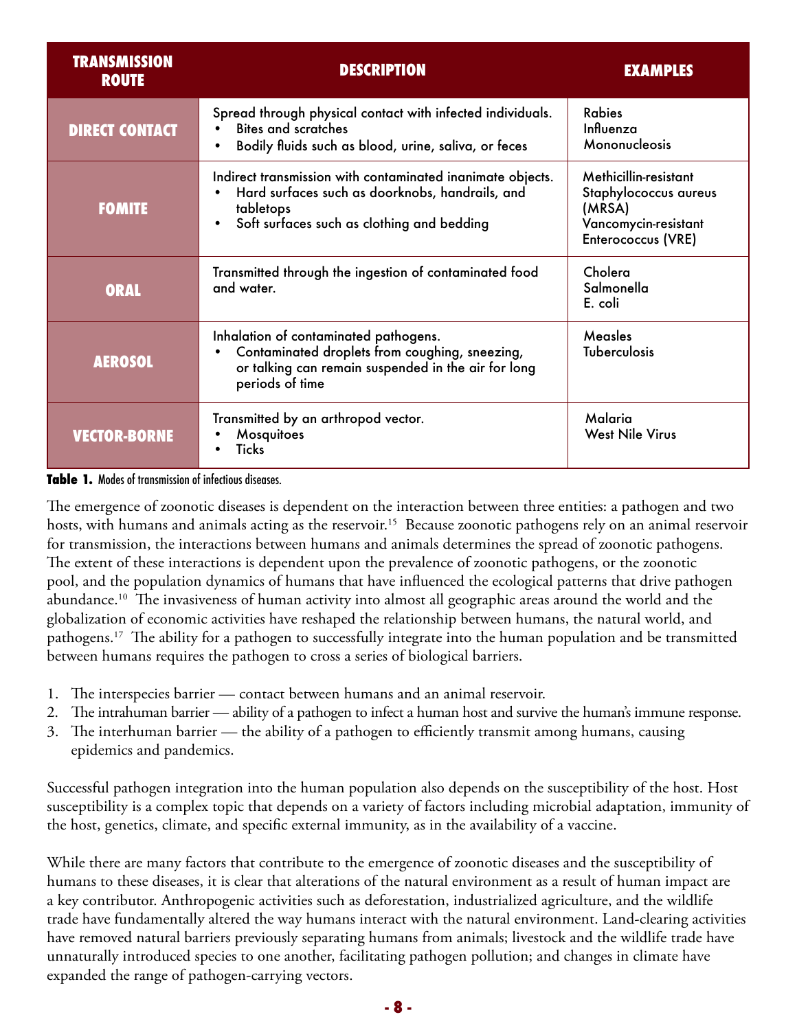| TRANSMISSION ROUTE | DESCRIPTION | EXAMPLES |
|---|---|---|
| **DIRECT CONTACT** | Spread through physical contact with infected individuals.<br>• Bites and scratches<br>• Bodily fluids such as blood, urine, saliva, or feces | Rabies<br>Influenza<br>Mononucleosis |
| **FOMITE** | Indirect transmission with contaminated inanimate objects.<br>• Hard surfaces such as doorknobs, handrails, and tabletops<br>• Soft surfaces such as clothing and bedding | Methicillin-resistant Staphylococcus aureus (MRSA)<br>Vancomycin-resistant Enterococcus (VRE) |
| **ORAL** | Transmitted through the ingestion of contaminated food and water. | Cholera<br>Salmonella<br>E. coli |
| **AEROSOL** | Inhalation of contaminated pathogens.<br>• Contaminated droplets from coughing, sneezing, or talking can remain suspended in the air for long periods of time | Measles<br>Tuberculosis |
| **VECTOR-BORNE** | Transmitted by an arthropod vector.<br>• Mosquitoes<br>• Ticks | Malaria<br>West Nile Virus |

**Table 1.** Modes of transmission of infectious diseases.

The emergence of zoonotic diseases is dependent on the interaction between three entities: a pathogen and two hosts, with humans and animals acting as the reservoir.[15] Because zoonotic pathogens rely on an animal reservoir for transmission, the interactions between humans and animals determines the spread of zoonotic pathogens. The extent of these interactions is dependent upon the prevalence of zoonotic pathogens, or the zoonotic pool, and the population dynamics of humans that have influenced the ecological patterns that drive pathogen abundance.[10] The invasiveness of human activity into almost all geographic areas around the world and the globalization of economic activities have reshaped the relationship between humans, the natural world, and pathogens.[17] The ability for a pathogen to successfully integrate into the human population and be transmitted between humans requires the pathogen to cross a series of biological barriers.

1. The interspecies barrier — contact between humans and an animal reservoir.
2. The intrahuman barrier — ability of a pathogen to infect a human host and survive the human's immune response.
3. The interhuman barrier — the ability of a pathogen to efficiently transmit among humans, causing epidemics and pandemics.

Successful pathogen integration into the human population also depends on the susceptibility of the host. Host susceptibility is a complex topic that depends on a variety of factors including microbial adaptation, immunity of the host, genetics, climate, and specific external immunity, as in the availability of a vaccine.

While there are many factors that contribute to the emergence of zoonotic diseases and the susceptibility of humans to these diseases, it is clear that alterations of the natural environment as a result of human impact are a key contributor. Anthropogenic activities such as deforestation, industrialized agriculture, and the wildlife trade have fundamentally altered the way humans interact with the natural environment. Land-clearing activities have removed natural barriers previously separating humans from animals; livestock and the wildlife trade have unnaturally introduced species to one another, facilitating pathogen pollution; and changes in climate have expanded the range of pathogen-carrying vectors.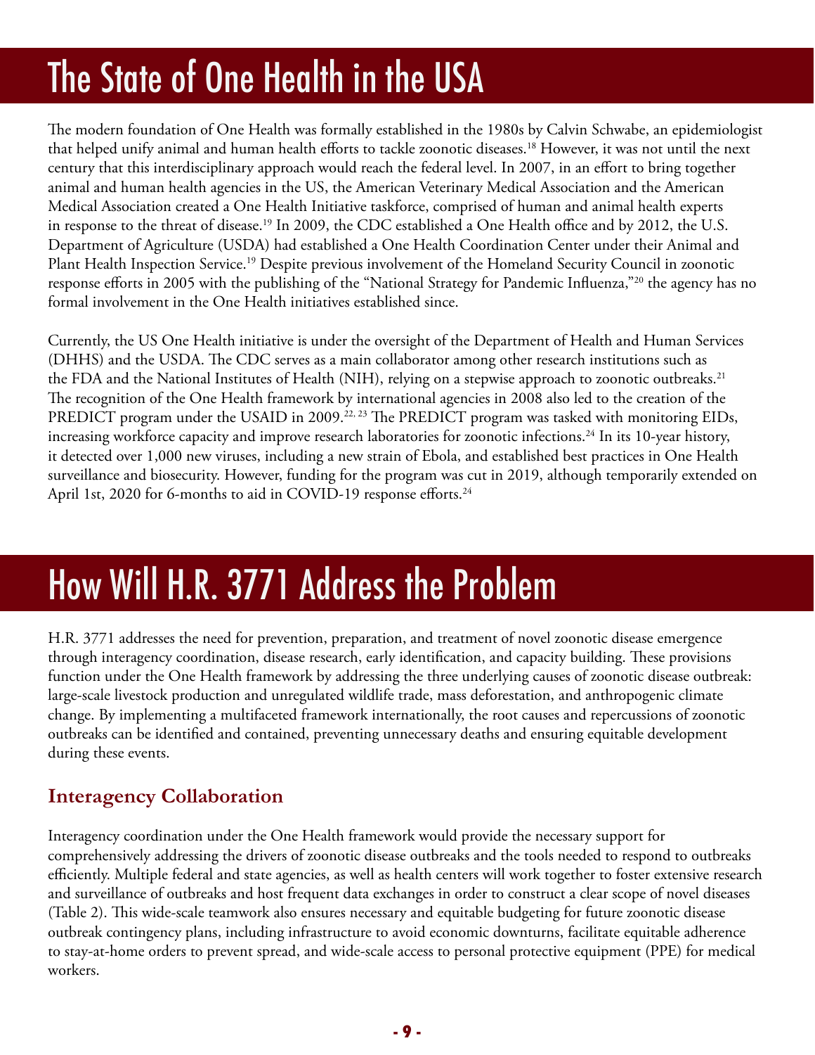# The State of One Health in the USA

The modern foundation of One Health was formally established in the 1980s by Calvin Schwabe, an epidemiologist that helped unify animal and human health efforts to tackle zoonotic diseases.[18] However, it was not until the next century that this interdisciplinary approach would reach the federal level. In 2007, in an effort to bring together animal and human health agencies in the US, the American Veterinary Medical Association and the American Medical Association created a One Health Initiative taskforce, comprised of human and animal health experts in response to the threat of disease.[19] In 2009, the CDC established a One Health office and by 2012, the U.S. Department of Agriculture (USDA) had established a One Health Coordination Center under their Animal and Plant Health Inspection Service.[19] Despite previous involvement of the Homeland Security Council in zoonotic response efforts in 2005 with the publishing of the "National Strategy for Pandemic Influenza,"[20] the agency has no formal involvement in the One Health initiatives established since.

Currently, the US One Health initiative is under the oversight of the Department of Health and Human Services (DHHS) and the USDA. The CDC serves as a main collaborator among other research institutions such as the FDA and the National Institutes of Health (NIH), relying on a stepwise approach to zoonotic outbreaks.[21] The recognition of the One Health framework by international agencies in 2008 also led to the creation of the PREDICT program under the USAID in 2009.[22, 23] The PREDICT program was tasked with monitoring EIDs, increasing workforce capacity and improve research laboratories for zoonotic infections.[24] In its 10-year history, it detected over 1,000 new viruses, including a new strain of Ebola, and established best practices in One Health surveillance and biosecurity. However, funding for the program was cut in 2019, although temporarily extended on April 1st, 2020 for 6-months to aid in COVID-19 response efforts.[24]

# How Will H.R. 3771 Address the Problem

H.R. 3771 addresses the need for prevention, preparation, and treatment of novel zoonotic disease emergence through interagency coordination, disease research, early identification, and capacity building. These provisions function under the One Health framework by addressing the three underlying causes of zoonotic disease outbreak: large-scale livestock production and unregulated wildlife trade, mass deforestation, and anthropogenic climate change. By implementing a multifaceted framework internationally, the root causes and repercussions of zoonotic outbreaks can be identified and contained, preventing unnecessary deaths and ensuring equitable development during these events.

## Interagency Collaboration

Interagency coordination under the One Health framework would provide the necessary support for comprehensively addressing the drivers of zoonotic disease outbreaks and the tools needed to respond to outbreaks efficiently. Multiple federal and state agencies, as well as health centers will work together to foster extensive research and surveillance of outbreaks and host frequent data exchanges in order to construct a clear scope of novel diseases (Table 2). This wide-scale teamwork also ensures necessary and equitable budgeting for future zoonotic disease outbreak contingency plans, including infrastructure to avoid economic downturns, facilitate equitable adherence to stay-at-home orders to prevent spread, and wide-scale access to personal protective equipment (PPE) for medical workers.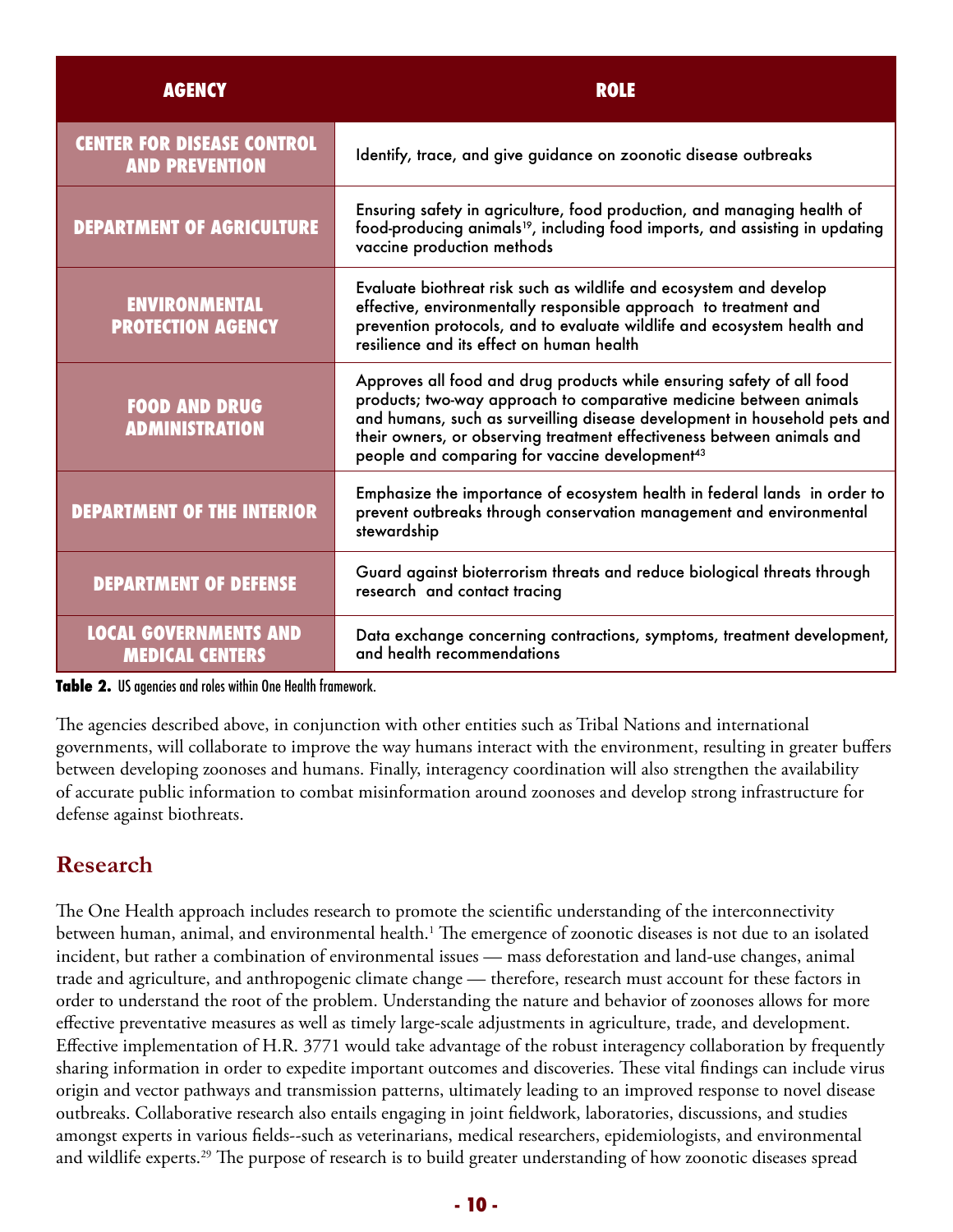| AGENCY | ROLE |
| --- | --- |
| CENTER FOR DISEASE CONTROL AND PREVENTION | Identify, trace, and give guidance on zoonotic disease outbreaks |
| DEPARTMENT OF AGRICULTURE | Ensuring safety in agriculture, food production, and managing health of food-producing animals[19], including food imports, and assisting in updating vaccine production methods |
| ENVIRONMENTAL PROTECTION AGENCY | Evaluate biothreat risk such as wildlife and ecosystem and develop effective, environmentally responsible approach to treatment and prevention protocols, and to evaluate wildlife and ecosystem health and resilience and its effect on human health |
| FOOD AND DRUG ADMINISTRATION | Approves all food and drug products while ensuring safety of all food products; two-way approach to comparative medicine between animals and humans, such as surveilling disease development in household pets and their owners, or observing treatment effectiveness between animals and people and comparing for vaccine development[43] |
| DEPARTMENT OF THE INTERIOR | Emphasize the importance of ecosystem health in federal lands in order to prevent outbreaks through conservation management and environmental stewardship |
| DEPARTMENT OF DEFENSE | Guard against bioterrorism threats and reduce biological threats through research and contact tracing |
| LOCAL GOVERNMENTS AND MEDICAL CENTERS | Data exchange concerning contractions, symptoms, treatment development, and health recommendations |

**Table 2.** US agencies and roles within One Health framework.

The agencies described above, in conjunction with other entities such as Tribal Nations and international governments, will collaborate to improve the way humans interact with the environment, resulting in greater buffers between developing zoonoses and humans. Finally, interagency coordination will also strengthen the availability of accurate public information to combat misinformation around zoonoses and develop strong infrastructure for defense against biothreats.

## Research

The One Health approach includes research to promote the scientific understanding of the interconnectivity between human, animal, and environmental health.[1] The emergence of zoonotic diseases is not due to an isolated incident, but rather a combination of environmental issues — mass deforestation and land-use changes, animal trade and agriculture, and anthropogenic climate change — therefore, research must account for these factors in order to understand the root of the problem. Understanding the nature and behavior of zoonoses allows for more effective preventative measures as well as timely large-scale adjustments in agriculture, trade, and development. Effective implementation of H.R. 3771 would take advantage of the robust interagency collaboration by frequently sharing information in order to expedite important outcomes and discoveries. These vital findings can include virus origin and vector pathways and transmission patterns, ultimately leading to an improved response to novel disease outbreaks. Collaborative research also entails engaging in joint fieldwork, laboratories, discussions, and studies amongst experts in various fields--such as veterinarians, medical researchers, epidemiologists, and environmental and wildlife experts.[29] The purpose of research is to build greater understanding of how zoonotic diseases spread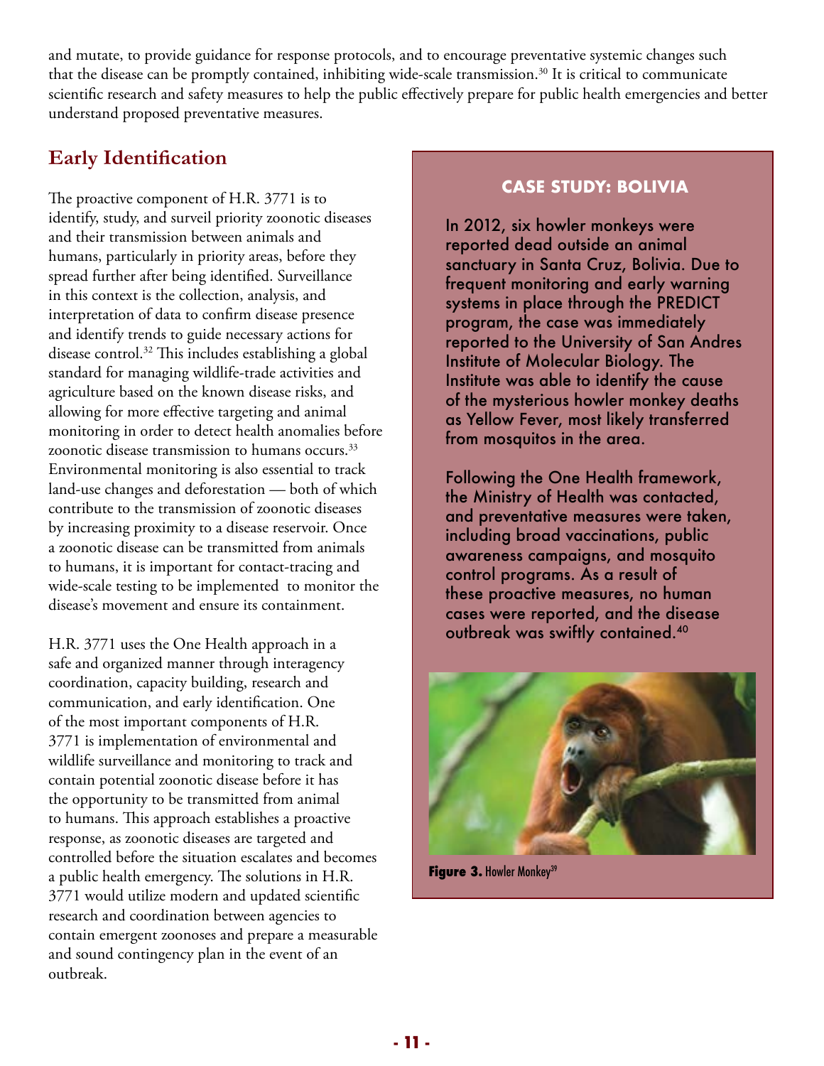and mutate, to provide guidance for response protocols, and to encourage preventative systemic changes such that the disease can be promptly contained, inhibiting wide-scale transmission.[30] It is critical to communicate scientific research and safety measures to help the public effectively prepare for public health emergencies and better understand proposed preventative measures.

## Early Identification

The proactive component of H.R. 3771 is to identify, study, and surveil priority zoonotic diseases and their transmission between animals and humans, particularly in priority areas, before they spread further after being identified. Surveillance in this context is the collection, analysis, and interpretation of data to confirm disease presence and identify trends to guide necessary actions for disease control.[32] This includes establishing a global standard for managing wildlife-trade activities and agriculture based on the known disease risks, and allowing for more effective targeting and animal monitoring in order to detect health anomalies before zoonotic disease transmission to humans occurs.[33] Environmental monitoring is also essential to track land-use changes and deforestation — both of which contribute to the transmission of zoonotic diseases by increasing proximity to a disease reservoir. Once a zoonotic disease can be transmitted from animals to humans, it is important for contact-tracing and wide-scale testing to be implemented to monitor the disease's movement and ensure its containment.

H.R. 3771 uses the One Health approach in a safe and organized manner through interagency coordination, capacity building, research and communication, and early identification. One of the most important components of H.R. 3771 is implementation of environmental and wildlife surveillance and monitoring to track and contain potential zoonotic disease before it has the opportunity to be transmitted from animal to humans. This approach establishes a proactive response, as zoonotic diseases are targeted and controlled before the situation escalates and becomes a public health emergency. The solutions in H.R. 3771 would utilize modern and updated scientific research and coordination between agencies to contain emergent zoonoses and prepare a measurable and sound contingency plan in the event of an outbreak.

### CASE STUDY: BOLIVIA

In 2012, six howler monkeys were reported dead outside an animal sanctuary in Santa Cruz, Bolivia. Due to frequent monitoring and early warning systems in place through the PREDICT program, the case was immediately reported to the University of San Andres Institute of Molecular Biology. The Institute was able to identify the cause of the mysterious howler monkey deaths as Yellow Fever, most likely transferred from mosquitos in the area.

Following the One Health framework, the Ministry of Health was contacted, and preventative measures were taken, including broad vaccinations, public awareness campaigns, and mosquito control programs. As a result of these proactive measures, no human cases were reported, and the disease outbreak was swiftly contained.[40]

**Figure 3.** Howler Monkey[39]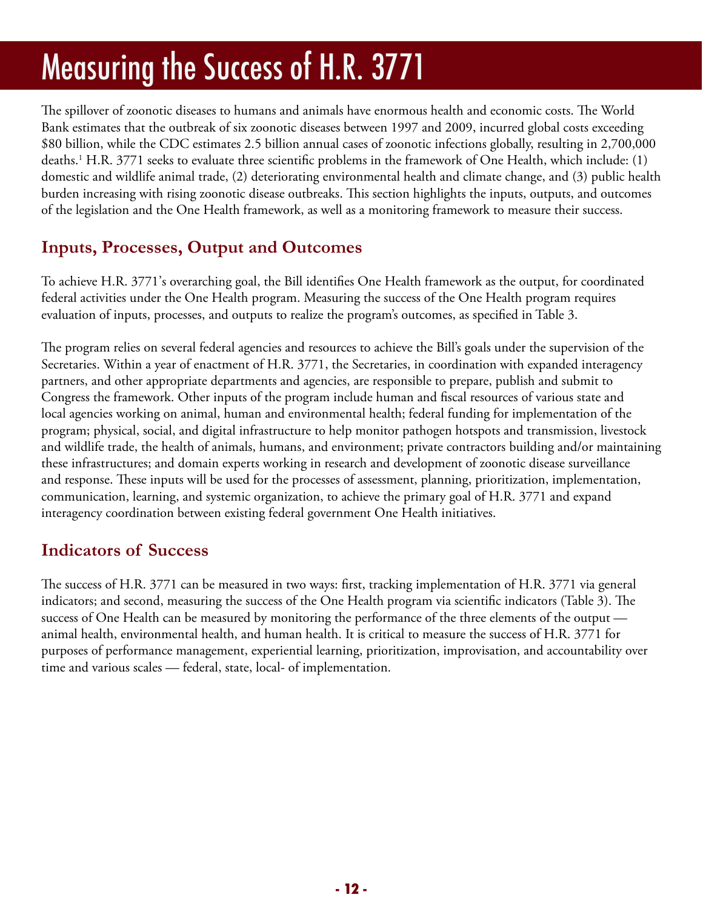# Measuring the Success of H.R. 3771

The spillover of zoonotic diseases to humans and animals have enormous health and economic costs. The World Bank estimates that the outbreak of six zoonotic diseases between 1997 and 2009, incurred global costs exceeding \$80 billion, while the CDC estimates 2.5 billion annual cases of zoonotic infections globally, resulting in 2,700,000 deaths.[1] H.R. 3771 seeks to evaluate three scientific problems in the framework of One Health, which include: (1) domestic and wildlife animal trade, (2) deteriorating environmental health and climate change, and (3) public health burden increasing with rising zoonotic disease outbreaks. This section highlights the inputs, outputs, and outcomes of the legislation and the One Health framework, as well as a monitoring framework to measure their success.

## Inputs, Processes, Output and Outcomes

To achieve H.R. 3771's overarching goal, the Bill identifies One Health framework as the output, for coordinated federal activities under the One Health program. Measuring the success of the One Health program requires evaluation of inputs, processes, and outputs to realize the program's outcomes, as specified in Table 3.

The program relies on several federal agencies and resources to achieve the Bill's goals under the supervision of the Secretaries. Within a year of enactment of H.R. 3771, the Secretaries, in coordination with expanded interagency partners, and other appropriate departments and agencies, are responsible to prepare, publish and submit to Congress the framework. Other inputs of the program include human and fiscal resources of various state and local agencies working on animal, human and environmental health; federal funding for implementation of the program; physical, social, and digital infrastructure to help monitor pathogen hotspots and transmission, livestock and wildlife trade, the health of animals, humans, and environment; private contractors building and/or maintaining these infrastructures; and domain experts working in research and development of zoonotic disease surveillance and response. These inputs will be used for the processes of assessment, planning, prioritization, implementation, communication, learning, and systemic organization, to achieve the primary goal of H.R. 3771 and expand interagency coordination between existing federal government One Health initiatives.

## Indicators of Success

The success of H.R. 3771 can be measured in two ways: first, tracking implementation of H.R. 3771 via general indicators; and second, measuring the success of the One Health program via scientific indicators (Table 3). The success of One Health can be measured by monitoring the performance of the three elements of the output — animal health, environmental health, and human health. It is critical to measure the success of H.R. 3771 for purposes of performance management, experiential learning, prioritization, improvisation, and accountability over time and various scales — federal, state, local- of implementation.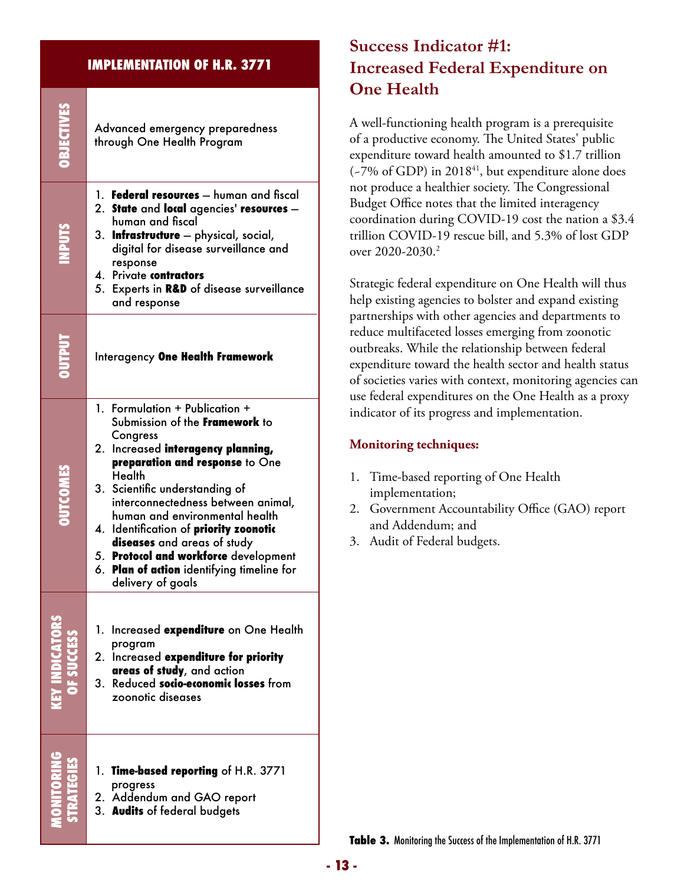| IMPLEMENTATION OF H.R. 3771 | |
|---|---|
| **OBJECTIVES** | Advanced emergency preparedness through One Health Program |
| **INPUTS** | 1. **Federal resources** — human and fiscal<br>2. **State** and **local** agencies' **resources** — human and fiscal<br>3. **Infrastructure** — physical, social, digital for disease surveillance and response<br>4. Private **contractors**<br>5. Experts in **R&D** of disease surveillance and response |
| **OUTPUT** | Interagency **One Health Framework** |
| **OUTCOMES** | 1. Formulation + Publication + Submission of the **Framework** to Congress<br>2. Increased **interagency planning, preparation and response** to One Health<br>3. Scientific understanding of interconnectedness between animal, human and environmental health<br>4. Identification of **priority zoonotic diseases** and areas of study<br>5. **Protocol and workforce** development<br>6. **Plan of action** identifying timeline for delivery of goals |
| **KEY INDICATORS OF SUCCESS** | 1. Increased **expenditure** on One Health program<br>2. Increased **expenditure for priority areas of study**, and action<br>3. Reduced **socio-economic losses** from zoonotic diseases |
| **MONITORING STRATEGIES** | 1. **Time-based reporting** of H.R. 3771 progress<br>2. Addendum and GAO report<br>3. **Audits** of federal budgets |

**Table 3.** Monitoring the Success of the Implementation of H.R. 3771

## Success Indicator #1: Increased Federal Expenditure on One Health

A well-functioning health program is a prerequisite of a productive economy. The United States' public expenditure toward health amounted to $1.7 trillion (~7% of GDP) in 2018[41], but expenditure alone does not produce a healthier society. The Congressional Budget Office notes that the limited interagency coordination during COVID-19 cost the nation a $3.4 trillion COVID-19 rescue bill, and 5.3% of lost GDP over 2020-2030.[2]

Strategic federal expenditure on One Health will thus help existing agencies to bolster and expand existing partnerships with other agencies and departments to reduce multifaceted losses emerging from zoonotic outbreaks. While the relationship between federal expenditure toward the health sector and health status of societies varies with context, monitoring agencies can use federal expenditures on the One Health as a proxy indicator of its progress and implementation.

### Monitoring techniques:

1. Time-based reporting of One Health implementation;
2. Government Accountability Office (GAO) report and Addendum; and
3. Audit of Federal budgets.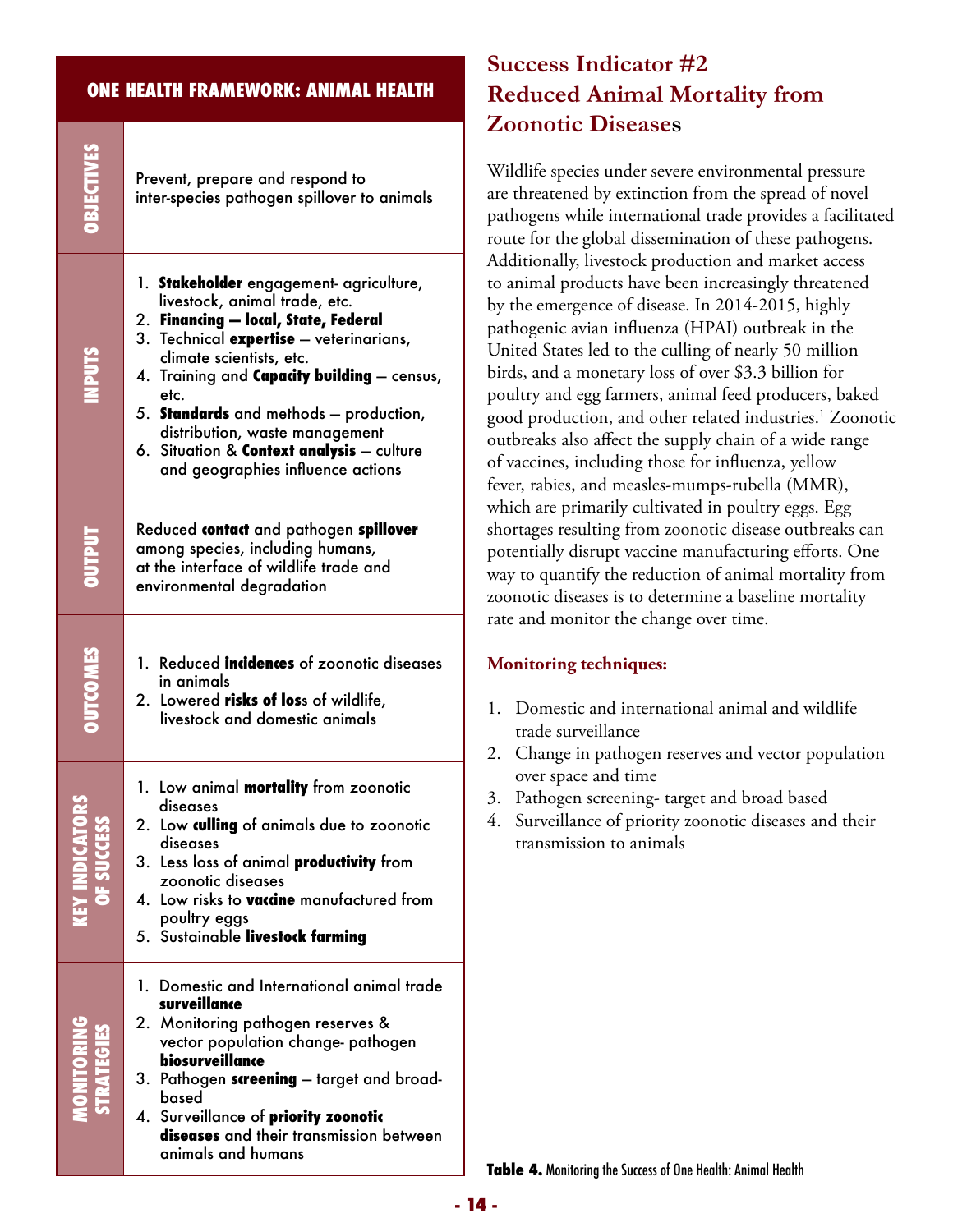| ONE HEALTH FRAMEWORK: ANIMAL HEALTH | |
|---|---|
| **OBJECTIVES** | Prevent, prepare and respond to inter-species pathogen spillover to animals |
| **INPUTS** | 1. **Stakeholder** engagement- agriculture, livestock, animal trade, etc.<br>2. **Financing — local, State, Federal**<br>3. Technical **expertise** — veterinarians, climate scientists, etc.<br>4. Training and **Capacity building** — census, etc.<br>5. **Standards** and methods — production, distribution, waste management<br>6. Situation & **Context analysis** — culture and geographies influence actions |
| **OUTPUT** | Reduced **contact** and pathogen **spillover** among species, including humans, at the interface of wildlife trade and environmental degradation |
| **OUTCOMES** | 1. Reduced **incidences** of zoonotic diseases in animals<br>2. Lowered **risks of los**s of wildlife, livestock and domestic animals |
| **KEY INDICATORS OF SUCCESS** | 1. Low animal **mortality** from zoonotic diseases<br>2. Low **culling** of animals due to zoonotic diseases<br>3. Less loss of animal **productivity** from zoonotic diseases<br>4. Low risks to **vaccine** manufactured from poultry eggs<br>5. Sustainable **livestock farming** |
| **MONITORING STRATEGIES** | 1. Domestic and International animal trade **surveillance**<br>2. Monitoring pathogen reserves & vector population change- pathogen **biosurveillance**<br>3. Pathogen **screening** — target and broad-based<br>4. Surveillance of **priority zoonotic diseases** and their transmission between animals and humans |

**Table 4.** Monitoring the Success of One Health: Animal Health

## Success Indicator #2 Reduced Animal Mortality from Zoonotic Diseases

Wildlife species under severe environmental pressure are threatened by extinction from the spread of novel pathogens while international trade provides a facilitated route for the global dissemination of these pathogens. Additionally, livestock production and market access to animal products have been increasingly threatened by the emergence of disease. In 2014-2015, highly pathogenic avian influenza (HPAI) outbreak in the United States led to the culling of nearly 50 million birds, and a monetary loss of over $3.3 billion for poultry and egg farmers, animal feed producers, baked good production, and other related industries.[1] Zoonotic outbreaks also affect the supply chain of a wide range of vaccines, including those for influenza, yellow fever, rabies, and measles-mumps-rubella (MMR), which are primarily cultivated in poultry eggs. Egg shortages resulting from zoonotic disease outbreaks can potentially disrupt vaccine manufacturing efforts. One way to quantify the reduction of animal mortality from zoonotic diseases is to determine a baseline mortality rate and monitor the change over time.

### Monitoring techniques:

1. Domestic and international animal and wildlife trade surveillance
2. Change in pathogen reserves and vector population over space and time
3. Pathogen screening- target and broad based
4. Surveillance of priority zoonotic diseases and their transmission to animals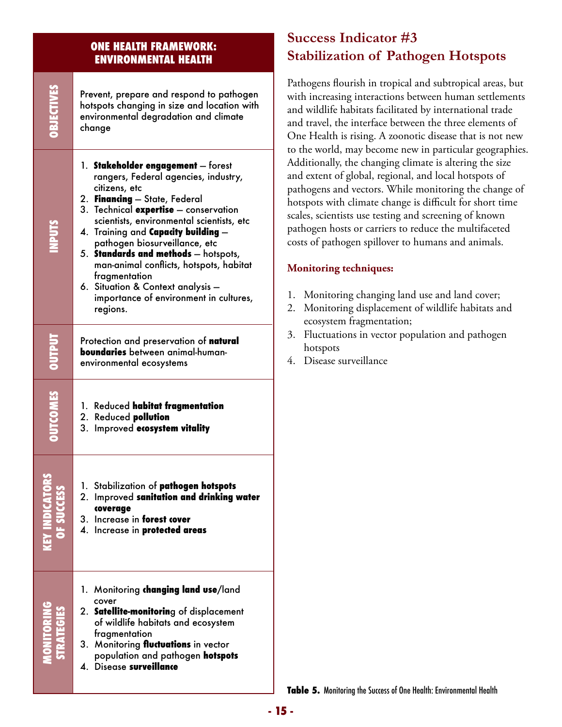| ONE HEALTH FRAMEWORK: ENVIRONMENTAL HEALTH | |
|---|---|
| OBJECTIVES | Prevent, prepare and respond to pathogen hotspots changing in size and location with environmental degradation and climate change |
| INPUTS | 1. **Stakeholder engagement** – forest rangers, Federal agencies, industry, citizens, etc<br>2. **Financing** – State, Federal<br>3. Technical **expertise** – conservation scientists, environmental scientists, etc<br>4. Training and **Capacity building** – pathogen biosurveillance, etc<br>5. **Standards and methods** – hotspots, man-animal conflicts, hotspots, habitat fragmentation<br>6. Situation & Context analysis – importance of environment in cultures, regions. |
| OUTPUT | Protection and preservation of **natural boundaries** between animal-human-environmental ecosystems |
| OUTCOMES | 1. Reduced **habitat fragmentation**<br>2. Reduced **pollution**<br>3. Improved **ecosystem vitality** |
| KEY INDICATORS OF SUCCESS | 1. Stabilization of **pathogen hotspots**<br>2. Improved **sanitation and drinking water coverage**<br>3. Increase in **forest cover**<br>4. Increase in **protected areas** |
| MONITORING STRATEGIES | 1. Monitoring **changing land use**/land cover<br>2. **Satellite-monitorin**g of displacement of wildlife habitats and ecosystem fragmentation<br>3. Monitoring **fluctuations** in vector population and pathogen **hotspots**<br>4. Disease **surveillance** |

**Table 5.** Monitoring the Success of One Health: Environmental Health

## Success Indicator #3 Stabilization of Pathogen Hotspots

Pathogens flourish in tropical and subtropical areas, but with increasing interactions between human settlements and wildlife habitats facilitated by international trade and travel, the interface between the three elements of One Health is rising. A zoonotic disease that is not new to the world, may become new in particular geographies. Additionally, the changing climate is altering the size and extent of global, regional, and local hotspots of pathogens and vectors. While monitoring the change of hotspots with climate change is difficult for short time scales, scientists use testing and screening of known pathogen hosts or carriers to reduce the multifaceted costs of pathogen spillover to humans and animals.

### Monitoring techniques:

1. Monitoring changing land use and land cover;
2. Monitoring displacement of wildlife habitats and ecosystem fragmentation;
3. Fluctuations in vector population and pathogen hotspots
4. Disease surveillance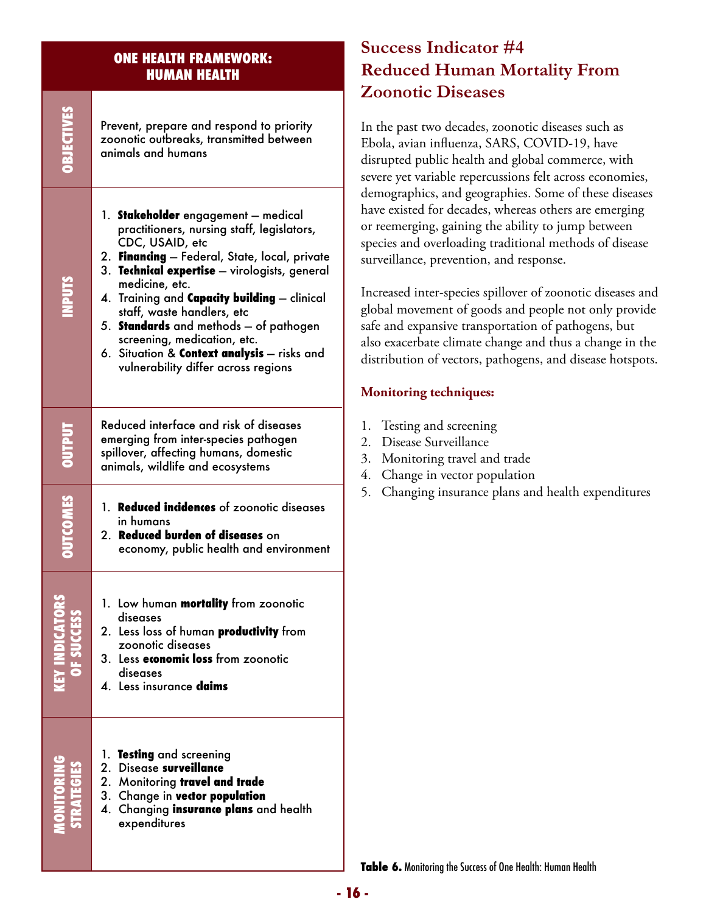| ONE HEALTH FRAMEWORK: HUMAN HEALTH | |
|---|---|
| **OBJECTIVES** | Prevent, prepare and respond to priority zoonotic outbreaks, transmitted between animals and humans |
| **INPUTS** | 1. **Stakeholder** engagement – medical practitioners, nursing staff, legislators, CDC, USAID, etc<br>2. **Financing** – Federal, State, local, private<br>3. **Technical expertise** – virologists, general medicine, etc.<br>4. Training and **Capacity building** – clinical staff, waste handlers, etc<br>5. **Standards** and methods – of pathogen screening, medication, etc.<br>6. Situation & **Context analysis** – risks and vulnerability differ across regions |
| **OUTPUT** | Reduced interface and risk of diseases emerging from inter-species pathogen spillover, affecting humans, domestic animals, wildlife and ecosystems |
| **OUTCOMES** | 1. **Reduced incidences** of zoonotic diseases in humans<br>2. **Reduced burden of diseases** on economy, public health and environment |
| **KEY INDICATORS OF SUCCESS** | 1. Low human **mortality** from zoonotic diseases<br>2. Less loss of human **productivity** from zoonotic diseases<br>3. Less **economic loss** from zoonotic diseases<br>4. Less insurance **claims** |
| **MONITORING STRATEGIES** | 1. **Testing** and screening<br>2. Disease **surveillance**<br>2. Monitoring **travel and trade**<br>3. Change in **vector population**<br>4. Changing **insurance plans** and health expenditures |

**Table 6.** Monitoring the Success of One Health: Human Health

## Success Indicator #4 Reduced Human Mortality From Zoonotic Diseases

In the past two decades, zoonotic diseases such as Ebola, avian influenza, SARS, COVID-19, have disrupted public health and global commerce, with severe yet variable repercussions felt across economies, demographics, and geographies. Some of these diseases have existed for decades, whereas others are emerging or reemerging, gaining the ability to jump between species and overloading traditional methods of disease surveillance, prevention, and response.

Increased inter-species spillover of zoonotic diseases and global movement of goods and people not only provide safe and expansive transportation of pathogens, but also exacerbate climate change and thus a change in the distribution of vectors, pathogens, and disease hotspots.

### Monitoring techniques:

1. Testing and screening
2. Disease Surveillance
3. Monitoring travel and trade
4. Change in vector population
5. Changing insurance plans and health expenditures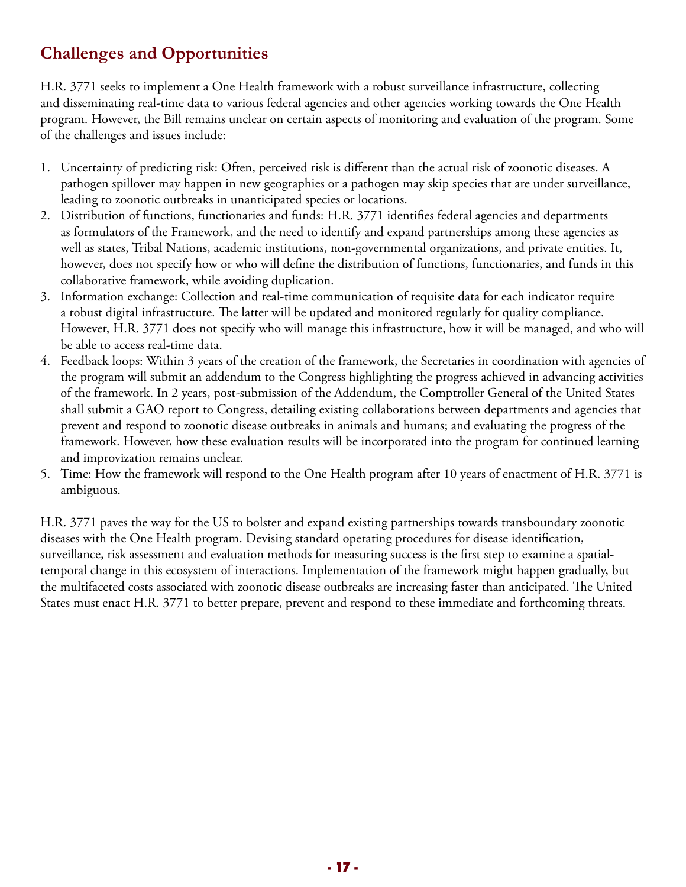## Challenges and Opportunities

H.R. 3771 seeks to implement a One Health framework with a robust surveillance infrastructure, collecting and disseminating real-time data to various federal agencies and other agencies working towards the One Health program. However, the Bill remains unclear on certain aspects of monitoring and evaluation of the program. Some of the challenges and issues include:

1. Uncertainty of predicting risk: Often, perceived risk is different than the actual risk of zoonotic diseases. A pathogen spillover may happen in new geographies or a pathogen may skip species that are under surveillance, leading to zoonotic outbreaks in unanticipated species or locations.
2. Distribution of functions, functionaries and funds: H.R. 3771 identifies federal agencies and departments as formulators of the Framework, and the need to identify and expand partnerships among these agencies as well as states, Tribal Nations, academic institutions, non-governmental organizations, and private entities. It, however, does not specify how or who will define the distribution of functions, functionaries, and funds in this collaborative framework, while avoiding duplication.
3. Information exchange: Collection and real-time communication of requisite data for each indicator require a robust digital infrastructure. The latter will be updated and monitored regularly for quality compliance. However, H.R. 3771 does not specify who will manage this infrastructure, how it will be managed, and who will be able to access real-time data.
4. Feedback loops: Within 3 years of the creation of the framework, the Secretaries in coordination with agencies of the program will submit an addendum to the Congress highlighting the progress achieved in advancing activities of the framework. In 2 years, post-submission of the Addendum, the Comptroller General of the United States shall submit a GAO report to Congress, detailing existing collaborations between departments and agencies that prevent and respond to zoonotic disease outbreaks in animals and humans; and evaluating the progress of the framework. However, how these evaluation results will be incorporated into the program for continued learning and improvization remains unclear.
5. Time: How the framework will respond to the One Health program after 10 years of enactment of H.R. 3771 is ambiguous.

H.R. 3771 paves the way for the US to bolster and expand existing partnerships towards transboundary zoonotic diseases with the One Health program. Devising standard operating procedures for disease identification, surveillance, risk assessment and evaluation methods for measuring success is the first step to examine a spatial-temporal change in this ecosystem of interactions. Implementation of the framework might happen gradually, but the multifaceted costs associated with zoonotic disease outbreaks are increasing faster than anticipated. The United States must enact H.R. 3771 to better prepare, prevent and respond to these immediate and forthcoming threats.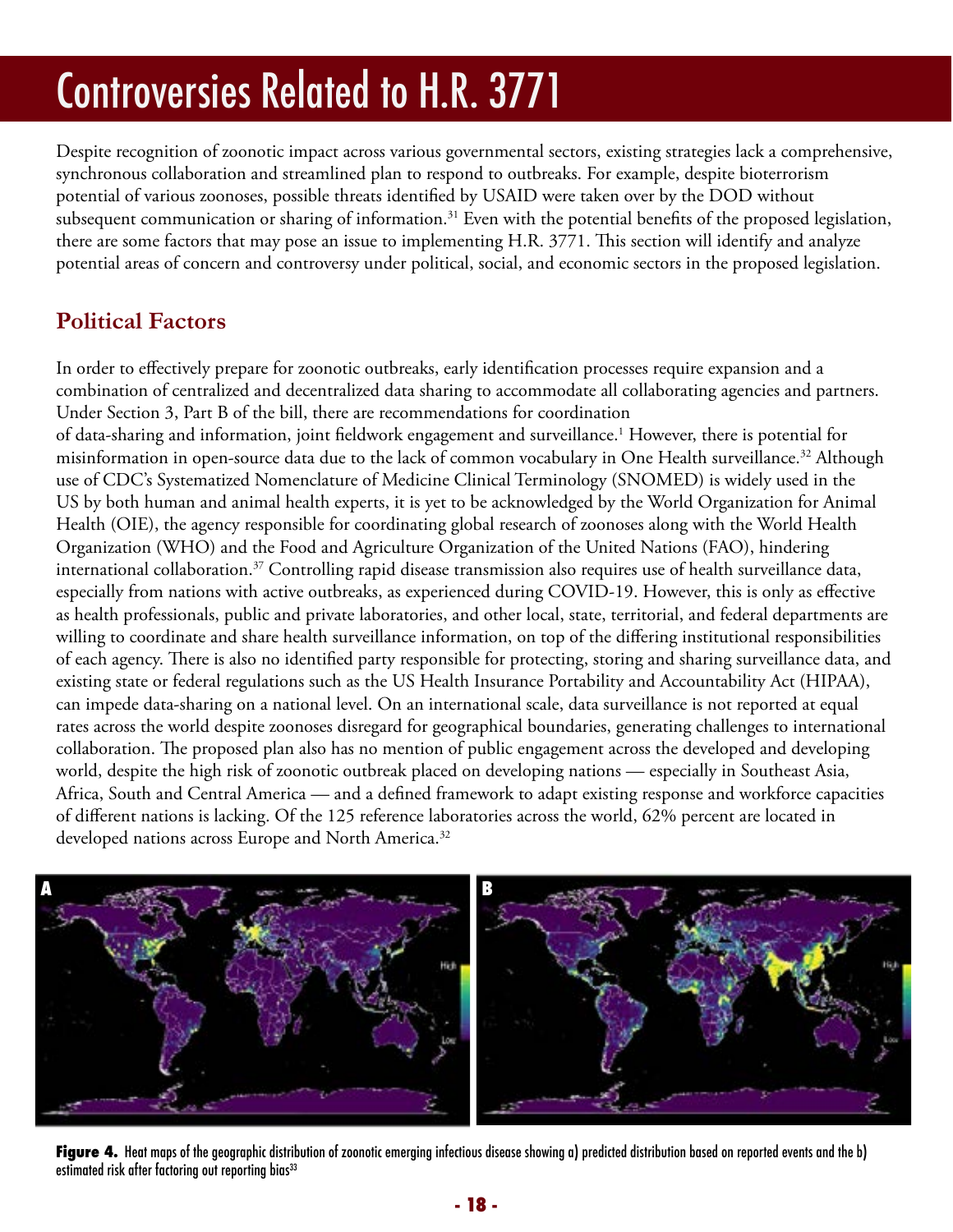# Controversies Related to H.R. 3771

Despite recognition of zoonotic impact across various governmental sectors, existing strategies lack a comprehensive, synchronous collaboration and streamlined plan to respond to outbreaks. For example, despite bioterrorism potential of various zoonoses, possible threats identified by USAID were taken over by the DOD without subsequent communication or sharing of information.[31] Even with the potential benefits of the proposed legislation, there are some factors that may pose an issue to implementing H.R. 3771. This section will identify and analyze potential areas of concern and controversy under political, social, and economic sectors in the proposed legislation.

## Political Factors

In order to effectively prepare for zoonotic outbreaks, early identification processes require expansion and a combination of centralized and decentralized data sharing to accommodate all collaborating agencies and partners. Under Section 3, Part B of the bill, there are recommendations for coordination of data-sharing and information, joint fieldwork engagement and surveillance.[1] However, there is potential for misinformation in open-source data due to the lack of common vocabulary in One Health surveillance.[32] Although use of CDC's Systematized Nomenclature of Medicine Clinical Terminology (SNOMED) is widely used in the US by both human and animal health experts, it is yet to be acknowledged by the World Organization for Animal Health (OIE), the agency responsible for coordinating global research of zoonoses along with the World Health Organization (WHO) and the Food and Agriculture Organization of the United Nations (FAO), hindering international collaboration.[37] Controlling rapid disease transmission also requires use of health surveillance data, especially from nations with active outbreaks, as experienced during COVID-19. However, this is only as effective as health professionals, public and private laboratories, and other local, state, territorial, and federal departments are willing to coordinate and share health surveillance information, on top of the differing institutional responsibilities of each agency. There is also no identified party responsible for protecting, storing and sharing surveillance data, and existing state or federal regulations such as the US Health Insurance Portability and Accountability Act (HIPAA), can impede data-sharing on a national level. On an international scale, data surveillance is not reported at equal rates across the world despite zoonoses disregard for geographical boundaries, generating challenges to international collaboration. The proposed plan also has no mention of public engagement across the developed and developing world, despite the high risk of zoonotic outbreak placed on developing nations — especially in Southeast Asia, Africa, South and Central America — and a defined framework to adapt existing response and workforce capacities of different nations is lacking. Of the 125 reference laboratories across the world, 62% percent are located in developed nations across Europe and North America.[32]

**Figure 4.** Heat maps of the geographic distribution of zoonotic emerging infectious disease showing a) predicted distribution based on reported events and the b) estimated risk after factoring out reporting bias[33]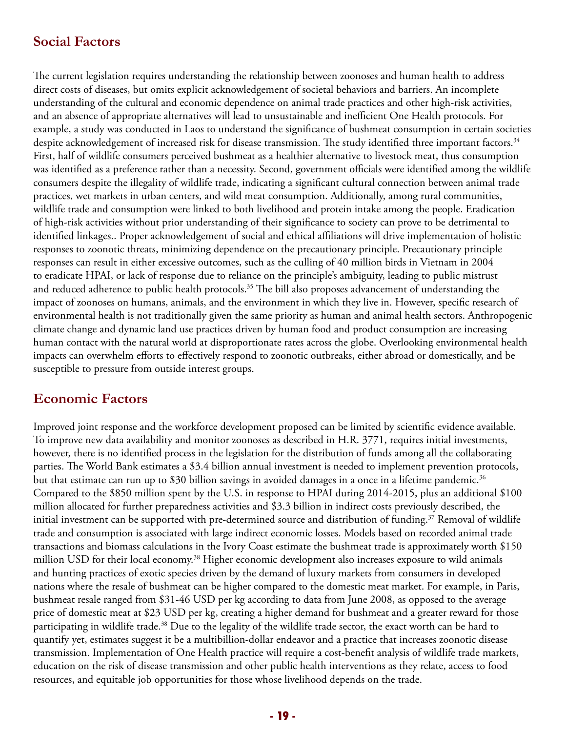## Social Factors

The current legislation requires understanding the relationship between zoonoses and human health to address direct costs of diseases, but omits explicit acknowledgement of societal behaviors and barriers. An incomplete understanding of the cultural and economic dependence on animal trade practices and other high-risk activities, and an absence of appropriate alternatives will lead to unsustainable and inefficient One Health protocols. For example, a study was conducted in Laos to understand the significance of bushmeat consumption in certain societies despite acknowledgement of increased risk for disease transmission. The study identified three important factors.[34] First, half of wildlife consumers perceived bushmeat as a healthier alternative to livestock meat, thus consumption was identified as a preference rather than a necessity. Second, government officials were identified among the wildlife consumers despite the illegality of wildlife trade, indicating a significant cultural connection between animal trade practices, wet markets in urban centers, and wild meat consumption. Additionally, among rural communities, wildlife trade and consumption were linked to both livelihood and protein intake among the people. Eradication of high-risk activities without prior understanding of their significance to society can prove to be detrimental to identified linkages.. Proper acknowledgement of social and ethical affiliations will drive implementation of holistic responses to zoonotic threats, minimizing dependence on the precautionary principle. Precautionary principle responses can result in either excessive outcomes, such as the culling of 40 million birds in Vietnam in 2004 to eradicate HPAI, or lack of response due to reliance on the principle's ambiguity, leading to public mistrust and reduced adherence to public health protocols.[35] The bill also proposes advancement of understanding the impact of zoonoses on humans, animals, and the environment in which they live in. However, specific research of environmental health is not traditionally given the same priority as human and animal health sectors. Anthropogenic climate change and dynamic land use practices driven by human food and product consumption are increasing human contact with the natural world at disproportionate rates across the globe. Overlooking environmental health impacts can overwhelm efforts to effectively respond to zoonotic outbreaks, either abroad or domestically, and be susceptible to pressure from outside interest groups.

## Economic Factors

Improved joint response and the workforce development proposed can be limited by scientific evidence available. To improve new data availability and monitor zoonoses as described in H.R. 3771, requires initial investments, however, there is no identified process in the legislation for the distribution of funds among all the collaborating parties. The World Bank estimates a $3.4 billion annual investment is needed to implement prevention protocols, but that estimate can run up to $30 billion savings in avoided damages in a once in a lifetime pandemic.[36] Compared to the $850 million spent by the U.S. in response to HPAI during 2014-2015, plus an additional $100 million allocated for further preparedness activities and $3.3 billion in indirect costs previously described, the initial investment can be supported with pre-determined source and distribution of funding.[37] Removal of wildlife trade and consumption is associated with large indirect economic losses. Models based on recorded animal trade transactions and biomass calculations in the Ivory Coast estimate the bushmeat trade is approximately worth $150 million USD for their local economy.[38] Higher economic development also increases exposure to wild animals and hunting practices of exotic species driven by the demand of luxury markets from consumers in developed nations where the resale of bushmeat can be higher compared to the domestic meat market. For example, in Paris, bushmeat resale ranged from $31-46 USD per kg according to data from June 2008, as opposed to the average price of domestic meat at $23 USD per kg, creating a higher demand for bushmeat and a greater reward for those participating in wildlife trade.[38] Due to the legality of the wildlife trade sector, the exact worth can be hard to quantify yet, estimates suggest it be a multibillion-dollar endeavor and a practice that increases zoonotic disease transmission. Implementation of One Health practice will require a cost-benefit analysis of wildlife trade markets, education on the risk of disease transmission and other public health interventions as they relate, access to food resources, and equitable job opportunities for those whose livelihood depends on the trade.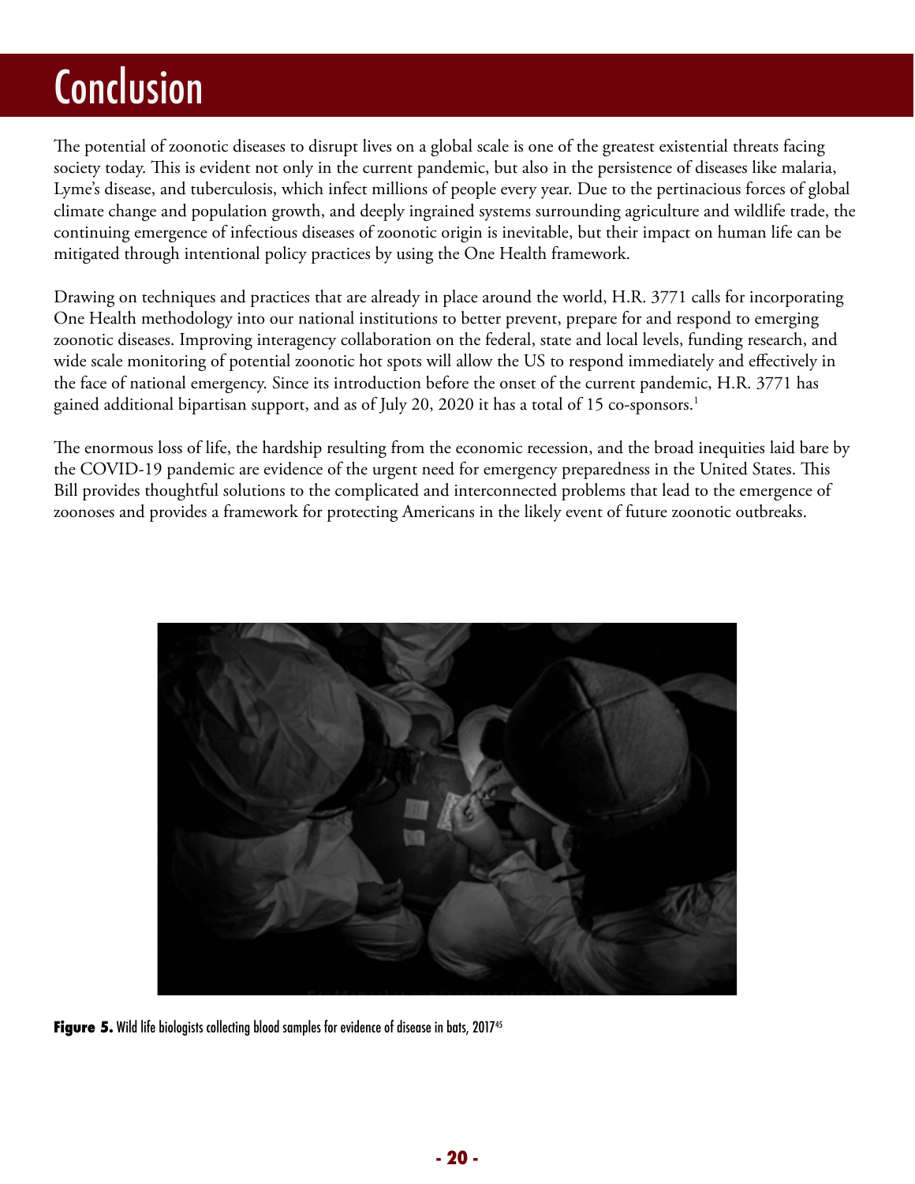# Conclusion

The potential of zoonotic diseases to disrupt lives on a global scale is one of the greatest existential threats facing society today. This is evident not only in the current pandemic, but also in the persistence of diseases like malaria, Lyme's disease, and tuberculosis, which infect millions of people every year. Due to the pertinacious forces of global climate change and population growth, and deeply ingrained systems surrounding agriculture and wildlife trade, the continuing emergence of infectious diseases of zoonotic origin is inevitable, but their impact on human life can be mitigated through intentional policy practices by using the One Health framework.

Drawing on techniques and practices that are already in place around the world, H.R. 3771 calls for incorporating One Health methodology into our national institutions to better prevent, prepare for and respond to emerging zoonotic diseases. Improving interagency collaboration on the federal, state and local levels, funding research, and wide scale monitoring of potential zoonotic hot spots will allow the US to respond immediately and effectively in the face of national emergency. Since its introduction before the onset of the current pandemic, H.R. 3771 has gained additional bipartisan support, and as of July 20, 2020 it has a total of 15 co-sponsors.[1]

The enormous loss of life, the hardship resulting from the economic recession, and the broad inequities laid bare by the COVID-19 pandemic are evidence of the urgent need for emergency preparedness in the United States. This Bill provides thoughtful solutions to the complicated and interconnected problems that lead to the emergence of zoonoses and provides a framework for protecting Americans in the likely event of future zoonotic outbreaks.

**Figure 5.** Wild life biologists collecting blood samples for evidence of disease in bats, 2017[45]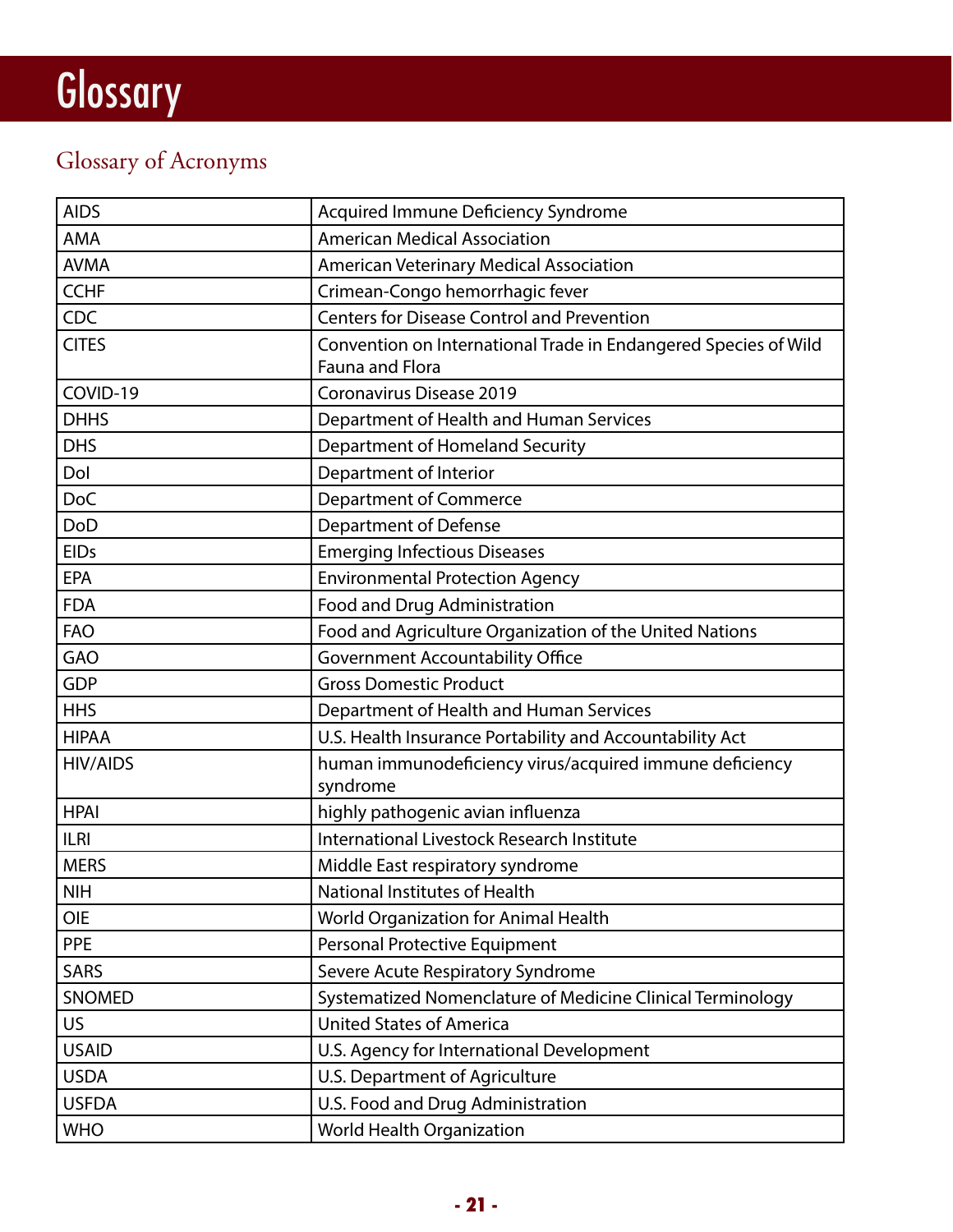# Glossary

## Glossary of Acronyms

| | |
|---|---|
| AIDS | Acquired Immune Deficiency Syndrome |
| AMA | American Medical Association |
| AVMA | American Veterinary Medical Association |
| CCHF | Crimean-Congo hemorrhagic fever |
| CDC | Centers for Disease Control and Prevention |
| CITES | Convention on International Trade in Endangered Species of Wild Fauna and Flora |
| COVID-19 | Coronavirus Disease 2019 |
| DHHS | Department of Health and Human Services |
| DHS | Department of Homeland Security |
| DoI | Department of Interior |
| DoC | Department of Commerce |
| DoD | Department of Defense |
| EIDs | Emerging Infectious Diseases |
| EPA | Environmental Protection Agency |
| FDA | Food and Drug Administration |
| FAO | Food and Agriculture Organization of the United Nations |
| GAO | Government Accountability Office |
| GDP | Gross Domestic Product |
| HHS | Department of Health and Human Services |
| HIPAA | U.S. Health Insurance Portability and Accountability Act |
| HIV/AIDS | human immunodeficiency virus/acquired immune deficiency syndrome |
| HPAI | highly pathogenic avian influenza |
| ILRI | International Livestock Research Institute |
| MERS | Middle East respiratory syndrome |
| NIH | National Institutes of Health |
| OIE | World Organization for Animal Health |
| PPE | Personal Protective Equipment |
| SARS | Severe Acute Respiratory Syndrome |
| SNOMED | Systematized Nomenclature of Medicine Clinical Terminology |
| US | United States of America |
| USAID | U.S. Agency for International Development |
| USDA | U.S. Department of Agriculture |
| USFDA | U.S. Food and Drug Administration |
| WHO | World Health Organization |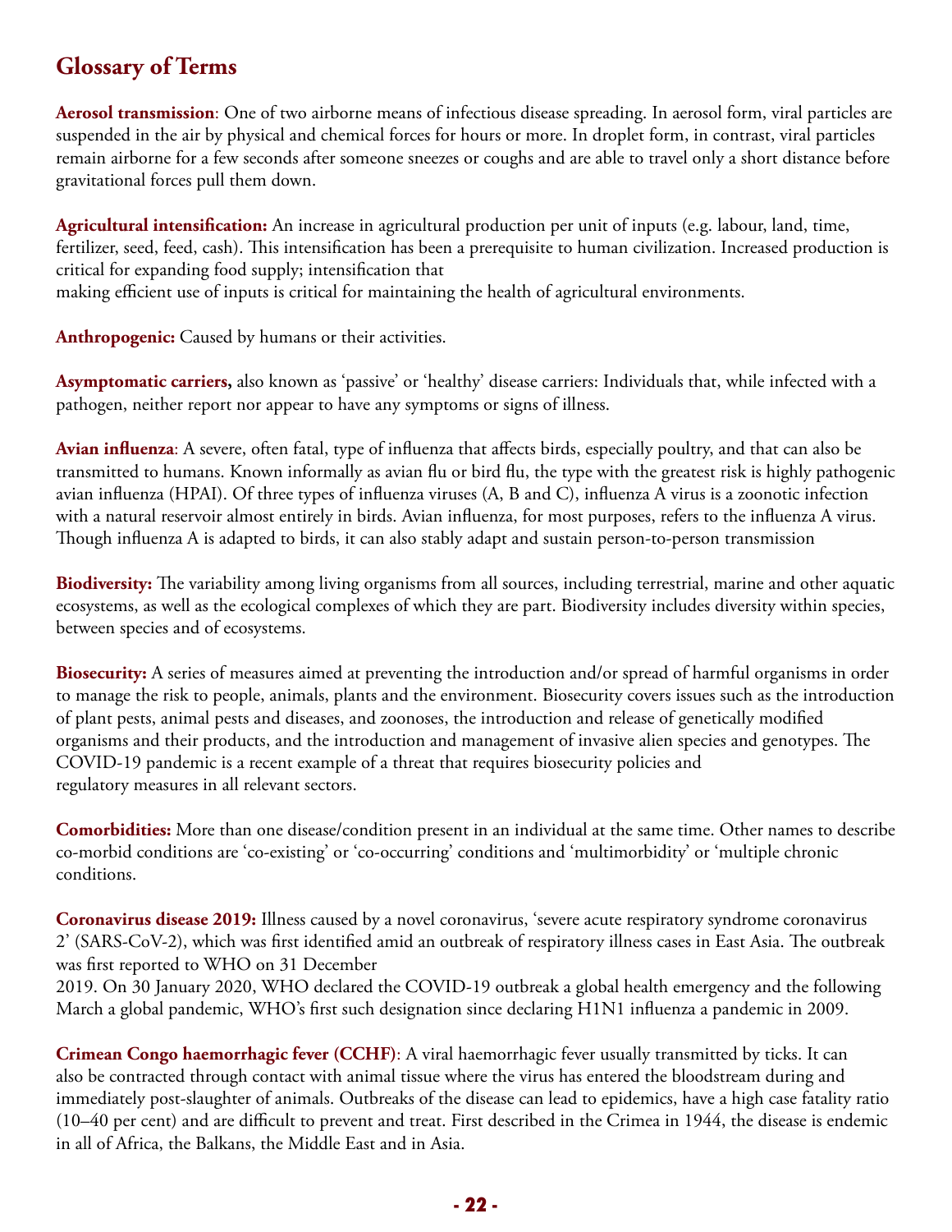## Glossary of Terms

**Aerosol transmission**: One of two airborne means of infectious disease spreading. In aerosol form, viral particles are suspended in the air by physical and chemical forces for hours or more. In droplet form, in contrast, viral particles remain airborne for a few seconds after someone sneezes or coughs and are able to travel only a short distance before gravitational forces pull them down.

**Agricultural intensification:** An increase in agricultural production per unit of inputs (e.g. labour, land, time, fertilizer, seed, feed, cash). This intensification has been a prerequisite to human civilization. Increased production is critical for expanding food supply; intensification that making efficient use of inputs is critical for maintaining the health of agricultural environments.

**Anthropogenic:** Caused by humans or their activities.

**Asymptomatic carriers,** also known as 'passive' or 'healthy' disease carriers: Individuals that, while infected with a pathogen, neither report nor appear to have any symptoms or signs of illness.

**Avian influenza**: A severe, often fatal, type of influenza that affects birds, especially poultry, and that can also be transmitted to humans. Known informally as avian flu or bird flu, the type with the greatest risk is highly pathogenic avian influenza (HPAI). Of three types of influenza viruses (A, B and C), influenza A virus is a zoonotic infection with a natural reservoir almost entirely in birds. Avian influenza, for most purposes, refers to the influenza A virus. Though influenza A is adapted to birds, it can also stably adapt and sustain person-to-person transmission

**Biodiversity:** The variability among living organisms from all sources, including terrestrial, marine and other aquatic ecosystems, as well as the ecological complexes of which they are part. Biodiversity includes diversity within species, between species and of ecosystems.

**Biosecurity:** A series of measures aimed at preventing the introduction and/or spread of harmful organisms in order to manage the risk to people, animals, plants and the environment. Biosecurity covers issues such as the introduction of plant pests, animal pests and diseases, and zoonoses, the introduction and release of genetically modified organisms and their products, and the introduction and management of invasive alien species and genotypes. The COVID-19 pandemic is a recent example of a threat that requires biosecurity policies and regulatory measures in all relevant sectors.

**Comorbidities:** More than one disease/condition present in an individual at the same time. Other names to describe co-morbid conditions are 'co-existing' or 'co-occurring' conditions and 'multimorbidity' or 'multiple chronic conditions.

**Coronavirus disease 2019:** Illness caused by a novel coronavirus, 'severe acute respiratory syndrome coronavirus 2' (SARS-CoV-2), which was first identified amid an outbreak of respiratory illness cases in East Asia. The outbreak was first reported to WHO on 31 December 2019. On 30 January 2020, WHO declared the COVID-19 outbreak a global health emergency and the following March a global pandemic, WHO's first such designation since declaring H1N1 influenza a pandemic in 2009.

**Crimean Congo haemorrhagic fever (CCHF)**: A viral haemorrhagic fever usually transmitted by ticks. It can also be contracted through contact with animal tissue where the virus has entered the bloodstream during and immediately post-slaughter of animals. Outbreaks of the disease can lead to epidemics, have a high case fatality ratio (10–40 per cent) and are difficult to prevent and treat. First described in the Crimea in 1944, the disease is endemic in all of Africa, the Balkans, the Middle East and in Asia.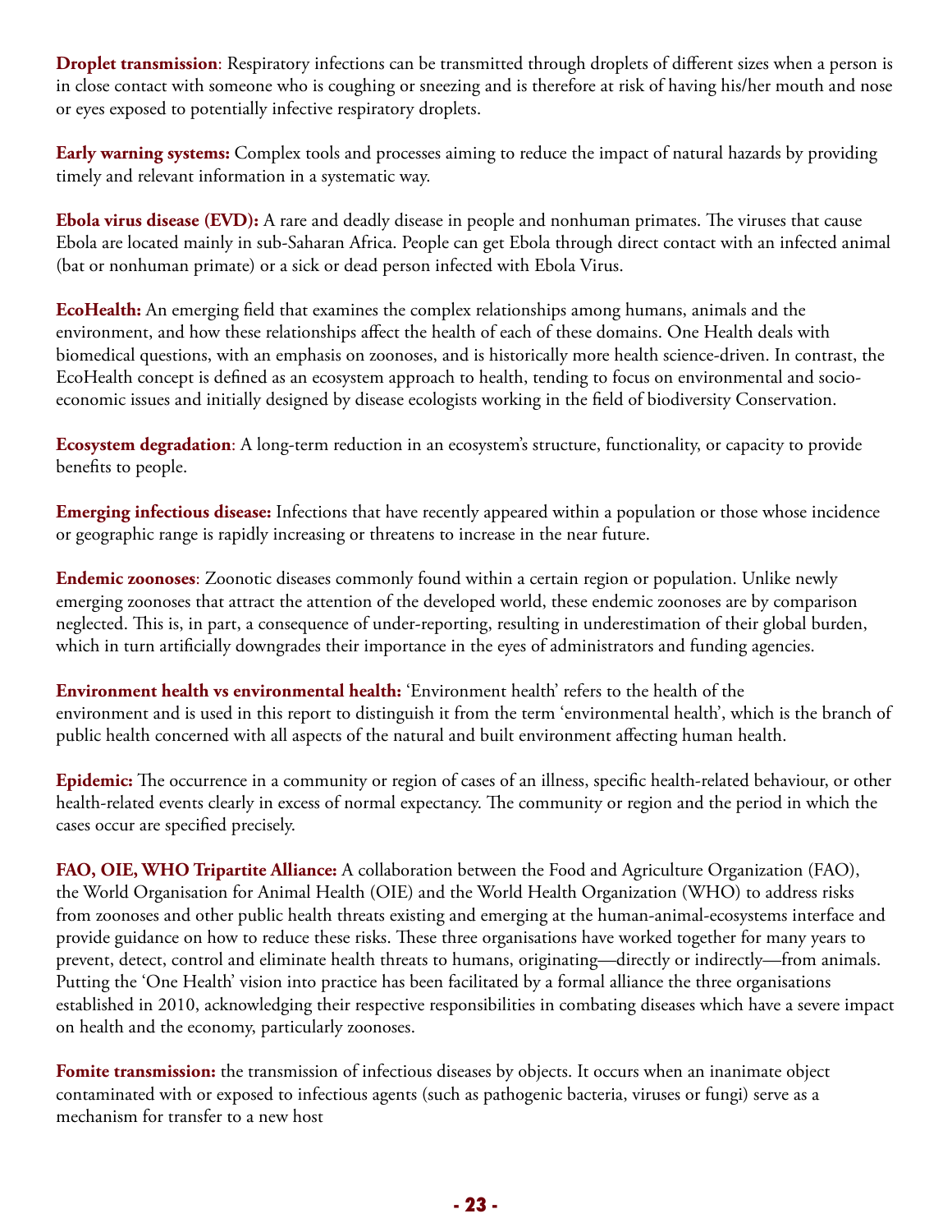**Droplet transmission**: Respiratory infections can be transmitted through droplets of different sizes when a person is in close contact with someone who is coughing or sneezing and is therefore at risk of having his/her mouth and nose or eyes exposed to potentially infective respiratory droplets.

**Early warning systems:** Complex tools and processes aiming to reduce the impact of natural hazards by providing timely and relevant information in a systematic way.

**Ebola virus disease (EVD):** A rare and deadly disease in people and nonhuman primates. The viruses that cause Ebola are located mainly in sub-Saharan Africa. People can get Ebola through direct contact with an infected animal (bat or nonhuman primate) or a sick or dead person infected with Ebola Virus.

**EcoHealth:** An emerging field that examines the complex relationships among humans, animals and the environment, and how these relationships affect the health of each of these domains. One Health deals with biomedical questions, with an emphasis on zoonoses, and is historically more health science-driven. In contrast, the EcoHealth concept is defined as an ecosystem approach to health, tending to focus on environmental and socio-economic issues and initially designed by disease ecologists working in the field of biodiversity Conservation.

**Ecosystem degradation**: A long-term reduction in an ecosystem's structure, functionality, or capacity to provide benefits to people.

**Emerging infectious disease:** Infections that have recently appeared within a population or those whose incidence or geographic range is rapidly increasing or threatens to increase in the near future.

**Endemic zoonoses**: Zoonotic diseases commonly found within a certain region or population. Unlike newly emerging zoonoses that attract the attention of the developed world, these endemic zoonoses are by comparison neglected. This is, in part, a consequence of under-reporting, resulting in underestimation of their global burden, which in turn artificially downgrades their importance in the eyes of administrators and funding agencies.

**Environment health vs environmental health:** 'Environment health' refers to the health of the environment and is used in this report to distinguish it from the term 'environmental health', which is the branch of public health concerned with all aspects of the natural and built environment affecting human health.

**Epidemic:** The occurrence in a community or region of cases of an illness, specific health-related behaviour, or other health-related events clearly in excess of normal expectancy. The community or region and the period in which the cases occur are specified precisely.

**FAO, OIE, WHO Tripartite Alliance:** A collaboration between the Food and Agriculture Organization (FAO), the World Organisation for Animal Health (OIE) and the World Health Organization (WHO) to address risks from zoonoses and other public health threats existing and emerging at the human-animal-ecosystems interface and provide guidance on how to reduce these risks. These three organisations have worked together for many years to prevent, detect, control and eliminate health threats to humans, originating—directly or indirectly—from animals. Putting the 'One Health' vision into practice has been facilitated by a formal alliance the three organisations established in 2010, acknowledging their respective responsibilities in combating diseases which have a severe impact on health and the economy, particularly zoonoses.

**Fomite transmission:** the transmission of infectious diseases by objects. It occurs when an inanimate object contaminated with or exposed to infectious agents (such as pathogenic bacteria, viruses or fungi) serve as a mechanism for transfer to a new host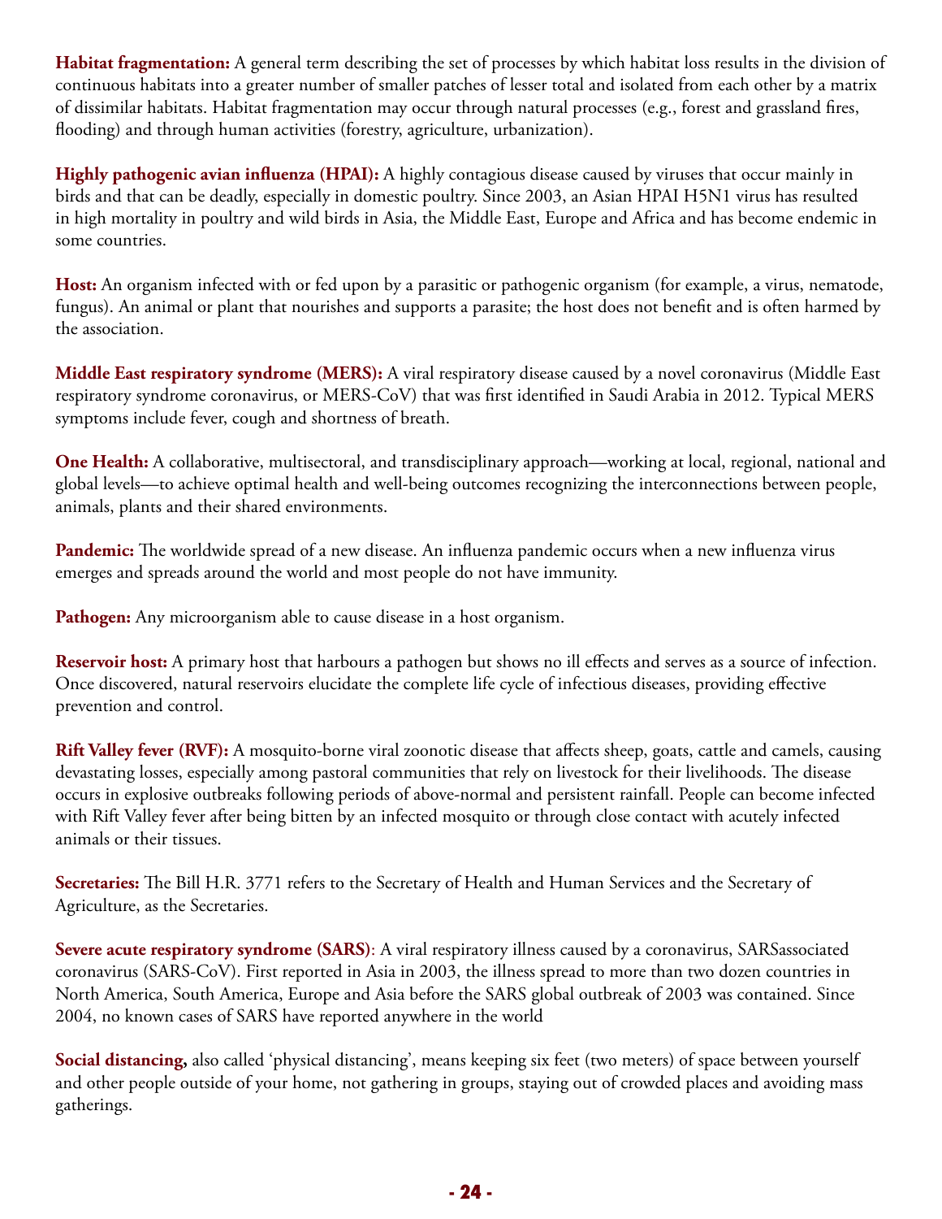**Habitat fragmentation:** A general term describing the set of processes by which habitat loss results in the division of continuous habitats into a greater number of smaller patches of lesser total and isolated from each other by a matrix of dissimilar habitats. Habitat fragmentation may occur through natural processes (e.g., forest and grassland fires, flooding) and through human activities (forestry, agriculture, urbanization).

**Highly pathogenic avian influenza (HPAI):** A highly contagious disease caused by viruses that occur mainly in birds and that can be deadly, especially in domestic poultry. Since 2003, an Asian HPAI H5N1 virus has resulted in high mortality in poultry and wild birds in Asia, the Middle East, Europe and Africa and has become endemic in some countries.

**Host:** An organism infected with or fed upon by a parasitic or pathogenic organism (for example, a virus, nematode, fungus). An animal or plant that nourishes and supports a parasite; the host does not benefit and is often harmed by the association.

**Middle East respiratory syndrome (MERS):** A viral respiratory disease caused by a novel coronavirus (Middle East respiratory syndrome coronavirus, or MERS-CoV) that was first identified in Saudi Arabia in 2012. Typical MERS symptoms include fever, cough and shortness of breath.

**One Health:** A collaborative, multisectoral, and transdisciplinary approach—working at local, regional, national and global levels—to achieve optimal health and well-being outcomes recognizing the interconnections between people, animals, plants and their shared environments.

**Pandemic:** The worldwide spread of a new disease. An influenza pandemic occurs when a new influenza virus emerges and spreads around the world and most people do not have immunity.

**Pathogen:** Any microorganism able to cause disease in a host organism.

**Reservoir host:** A primary host that harbours a pathogen but shows no ill effects and serves as a source of infection. Once discovered, natural reservoirs elucidate the complete life cycle of infectious diseases, providing effective prevention and control.

**Rift Valley fever (RVF):** A mosquito-borne viral zoonotic disease that affects sheep, goats, cattle and camels, causing devastating losses, especially among pastoral communities that rely on livestock for their livelihoods. The disease occurs in explosive outbreaks following periods of above-normal and persistent rainfall. People can become infected with Rift Valley fever after being bitten by an infected mosquito or through close contact with acutely infected animals or their tissues.

**Secretaries:** The Bill H.R. 3771 refers to the Secretary of Health and Human Services and the Secretary of Agriculture, as the Secretaries.

**Severe acute respiratory syndrome (SARS)**: A viral respiratory illness caused by a coronavirus, SARSassociated coronavirus (SARS-CoV). First reported in Asia in 2003, the illness spread to more than two dozen countries in North America, South America, Europe and Asia before the SARS global outbreak of 2003 was contained. Since 2004, no known cases of SARS have reported anywhere in the world

**Social distancing,** also called 'physical distancing', means keeping six feet (two meters) of space between yourself and other people outside of your home, not gathering in groups, staying out of crowded places and avoiding mass gatherings.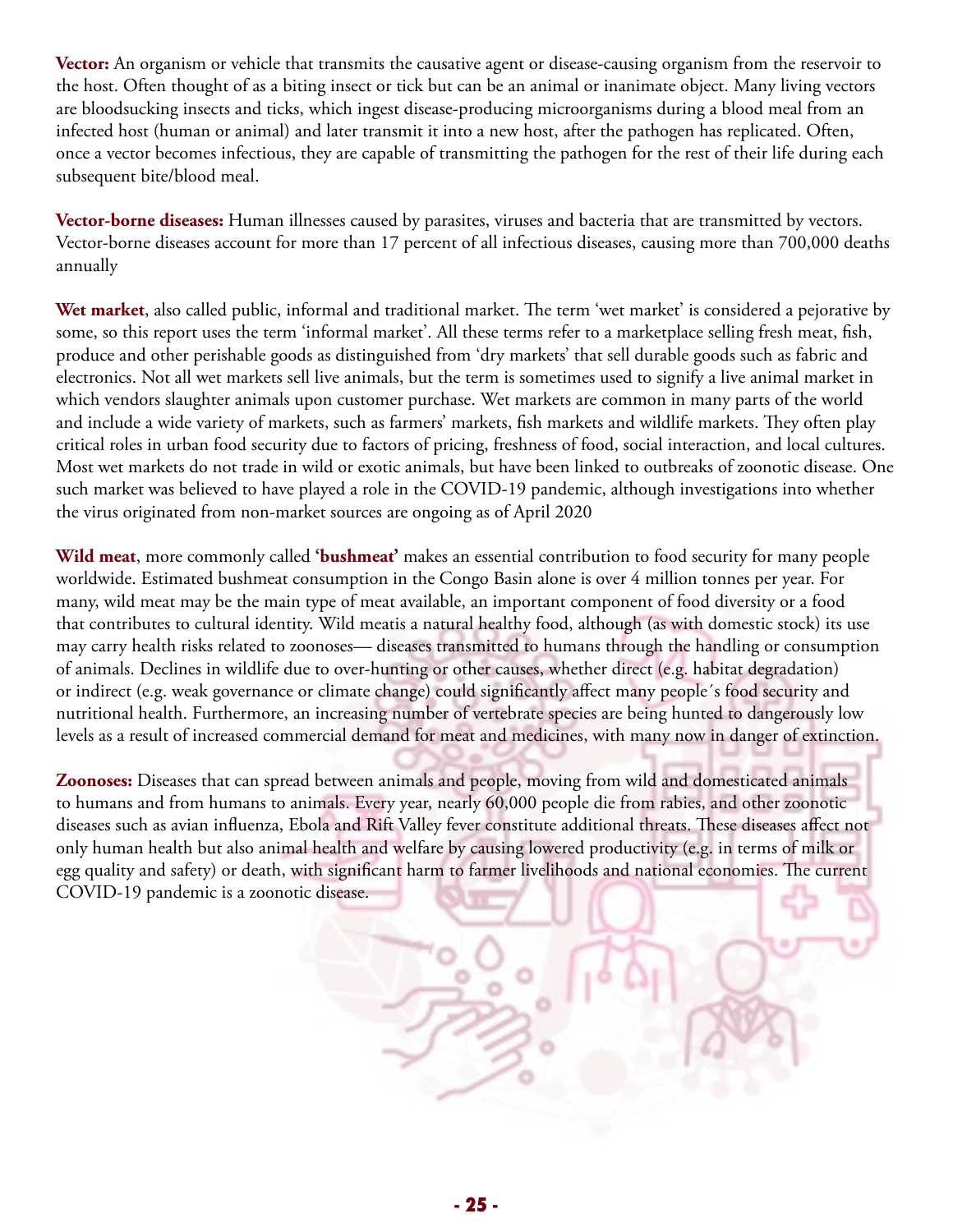**Vector:** An organism or vehicle that transmits the causative agent or disease-causing organism from the reservoir to the host. Often thought of as a biting insect or tick but can be an animal or inanimate object. Many living vectors are bloodsucking insects and ticks, which ingest disease-producing microorganisms during a blood meal from an infected host (human or animal) and later transmit it into a new host, after the pathogen has replicated. Often, once a vector becomes infectious, they are capable of transmitting the pathogen for the rest of their life during each subsequent bite/blood meal.

**Vector-borne diseases:** Human illnesses caused by parasites, viruses and bacteria that are transmitted by vectors. Vector-borne diseases account for more than 17 percent of all infectious diseases, causing more than 700,000 deaths annually

**Wet market**, also called public, informal and traditional market. The term 'wet market' is considered a pejorative by some, so this report uses the term 'informal market'. All these terms refer to a marketplace selling fresh meat, fish, produce and other perishable goods as distinguished from 'dry markets' that sell durable goods such as fabric and electronics. Not all wet markets sell live animals, but the term is sometimes used to signify a live animal market in which vendors slaughter animals upon customer purchase. Wet markets are common in many parts of the world and include a wide variety of markets, such as farmers' markets, fish markets and wildlife markets. They often play critical roles in urban food security due to factors of pricing, freshness of food, social interaction, and local cultures. Most wet markets do not trade in wild or exotic animals, but have been linked to outbreaks of zoonotic disease. One such market was believed to have played a role in the COVID-19 pandemic, although investigations into whether the virus originated from non-market sources are ongoing as of April 2020

**Wild meat**, more commonly called **'bushmeat'** makes an essential contribution to food security for many people worldwide. Estimated bushmeat consumption in the Congo Basin alone is over 4 million tonnes per year. For many, wild meat may be the main type of meat available, an important component of food diversity or a food that contributes to cultural identity. Wild meatis a natural healthy food, although (as with domestic stock) its use may carry health risks related to zoonoses— diseases transmitted to humans through the handling or consumption of animals. Declines in wildlife due to over-hunting or other causes, whether direct (e.g. habitat degradation) or indirect (e.g. weak governance or climate change) could significantly affect many people´s food security and nutritional health. Furthermore, an increasing number of vertebrate species are being hunted to dangerously low levels as a result of increased commercial demand for meat and medicines, with many now in danger of extinction.

**Zoonoses:** Diseases that can spread between animals and people, moving from wild and domesticated animals to humans and from humans to animals. Every year, nearly 60,000 people die from rabies, and other zoonotic diseases such as avian influenza, Ebola and Rift Valley fever constitute additional threats. These diseases affect not only human health but also animal health and welfare by causing lowered productivity (e.g. in terms of milk or egg quality and safety) or death, with significant harm to farmer livelihoods and national economies. The current COVID-19 pandemic is a zoonotic disease.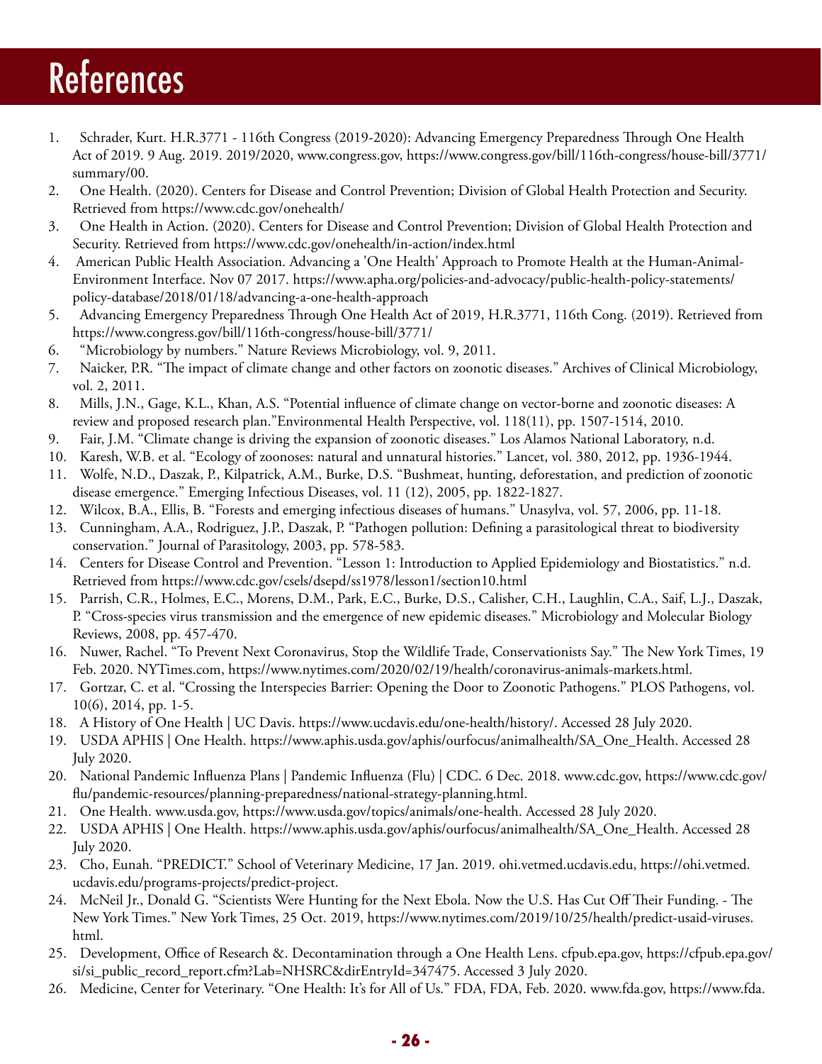# References

1. Schrader, Kurt. H.R.3771 - 116th Congress (2019-2020): Advancing Emergency Preparedness Through One Health Act of 2019. 9 Aug. 2019. 2019/2020, www.congress.gov, https://www.congress.gov/bill/116th-congress/house-bill/3771/summary/00.
2. One Health. (2020). Centers for Disease and Control Prevention; Division of Global Health Protection and Security. Retrieved from https://www.cdc.gov/onehealth/
3. One Health in Action. (2020). Centers for Disease and Control Prevention; Division of Global Health Protection and Security. Retrieved from https://www.cdc.gov/onehealth/in-action/index.html
4. American Public Health Association. Advancing a 'One Health' Approach to Promote Health at the Human-Animal-Environment Interface. Nov 07 2017. https://www.apha.org/policies-and-advocacy/public-health-policy-statements/policy-database/2018/01/18/advancing-a-one-health-approach
5. Advancing Emergency Preparedness Through One Health Act of 2019, H.R.3771, 116th Cong. (2019). Retrieved from https://www.congress.gov/bill/116th-congress/house-bill/3771/
6. "Microbiology by numbers." Nature Reviews Microbiology, vol. 9, 2011.
7. Naicker, P.R. "The impact of climate change and other factors on zoonotic diseases." Archives of Clinical Microbiology, vol. 2, 2011.
8. Mills, J.N., Gage, K.L., Khan, A.S. "Potential influence of climate change on vector-borne and zoonotic diseases: A review and proposed research plan."Environmental Health Perspective, vol. 118(11), pp. 1507-1514, 2010.
9. Fair, J.M. "Climate change is driving the expansion of zoonotic diseases." Los Alamos National Laboratory, n.d.
10. Karesh, W.B. et al. "Ecology of zoonoses: natural and unnatural histories." Lancet, vol. 380, 2012, pp. 1936-1944.
11. Wolfe, N.D., Daszak, P., Kilpatrick, A.M., Burke, D.S. "Bushmeat, hunting, deforestation, and prediction of zoonotic disease emergence." Emerging Infectious Diseases, vol. 11 (12), 2005, pp. 1822-1827.
12. Wilcox, B.A., Ellis, B. "Forests and emerging infectious diseases of humans." Unasylva, vol. 57, 2006, pp. 11-18.
13. Cunningham, A.A., Rodriguez, J.P., Daszak, P. "Pathogen pollution: Defining a parasitological threat to biodiversity conservation." Journal of Parasitology, 2003, pp. 578-583.
14. Centers for Disease Control and Prevention. "Lesson 1: Introduction to Applied Epidemiology and Biostatistics." n.d. Retrieved from https://www.cdc.gov/csels/dsepd/ss1978/lesson1/section10.html
15. Parrish, C.R., Holmes, E.C., Morens, D.M., Park, E.C., Burke, D.S., Calisher, C.H., Laughlin, C.A., Saif, L.J., Daszak, P. "Cross-species virus transmission and the emergence of new epidemic diseases." Microbiology and Molecular Biology Reviews, 2008, pp. 457-470.
16. Nuwer, Rachel. "To Prevent Next Coronavirus, Stop the Wildlife Trade, Conservationists Say." The New York Times, 19 Feb. 2020. NYTimes.com, https://www.nytimes.com/2020/02/19/health/coronavirus-animals-markets.html.
17. Gortzar, C. et al. "Crossing the Interspecies Barrier: Opening the Door to Zoonotic Pathogens." PLOS Pathogens, vol. 10(6), 2014, pp. 1-5.
18. A History of One Health | UC Davis. https://www.ucdavis.edu/one-health/history/. Accessed 28 July 2020.
19. USDA APHIS | One Health. https://www.aphis.usda.gov/aphis/ourfocus/animalhealth/SA_One_Health. Accessed 28 July 2020.
20. National Pandemic Influenza Plans | Pandemic Influenza (Flu) | CDC. 6 Dec. 2018. www.cdc.gov, https://www.cdc.gov/flu/pandemic-resources/planning-preparedness/national-strategy-planning.html.
21. One Health. www.usda.gov, https://www.usda.gov/topics/animals/one-health. Accessed 28 July 2020.
22. USDA APHIS | One Health. https://www.aphis.usda.gov/aphis/ourfocus/animalhealth/SA_One_Health. Accessed 28 July 2020.
23. Cho, Eunah. "PREDICT." School of Veterinary Medicine, 17 Jan. 2019. ohi.vetmed.ucdavis.edu, https://ohi.vetmed.ucdavis.edu/programs-projects/predict-project.
24. McNeil Jr., Donald G. "Scientists Were Hunting for the Next Ebola. Now the U.S. Has Cut Off Their Funding. - The New York Times." New York Times, 25 Oct. 2019, https://www.nytimes.com/2019/10/25/health/predict-usaid-viruses.html.
25. Development, Office of Research &. Decontamination through a One Health Lens. cfpub.epa.gov, https://cfpub.epa.gov/si/si_public_record_report.cfm?Lab=NHSRC&dirEntryId=347475. Accessed 3 July 2020.
26. Medicine, Center for Veterinary. "One Health: It's for All of Us." FDA, FDA, Feb. 2020. www.fda.gov, https://www.fda.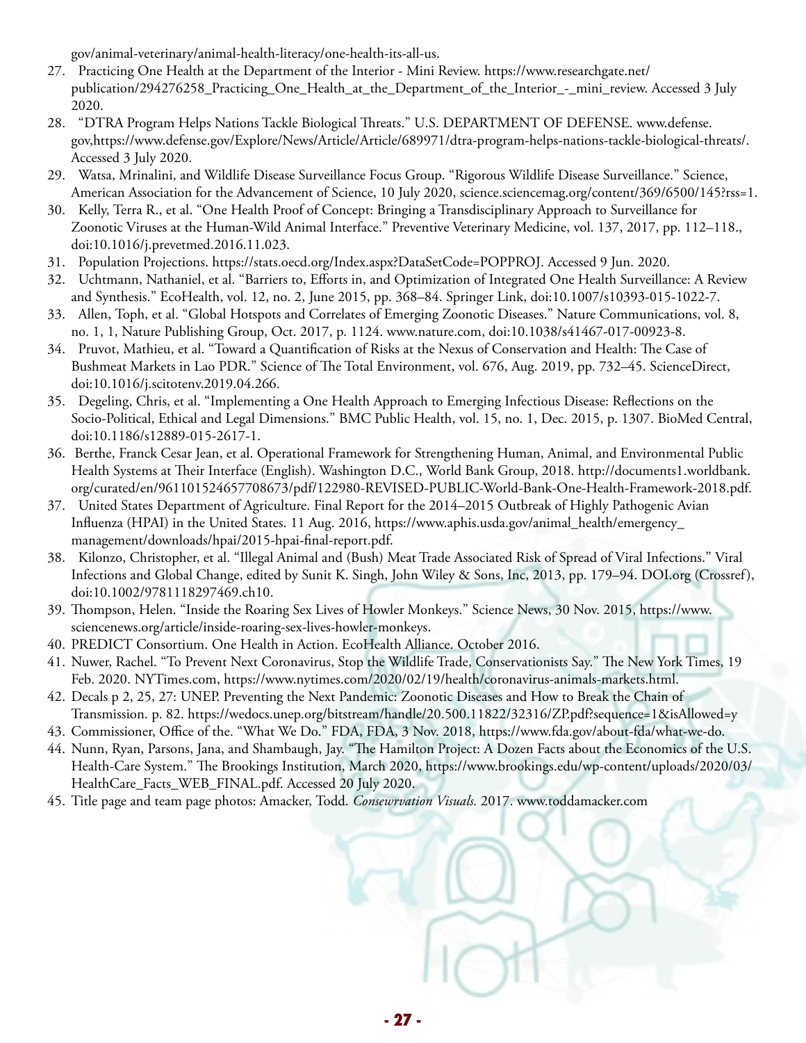gov/animal-veterinary/animal-health-literacy/one-health-its-all-us.

27. Practicing One Health at the Department of the Interior - Mini Review. https://www.researchgate.net/publication/294276258_Practicing_One_Health_at_the_Department_of_the_Interior_-_mini_review. Accessed 3 July 2020.
28. "DTRA Program Helps Nations Tackle Biological Threats." U.S. DEPARTMENT OF DEFENSE. www.defense.gov,https://www.defense.gov/Explore/News/Article/Article/689971/dtra-program-helps-nations-tackle-biological-threats/. Accessed 3 July 2020.
29. Watsa, Mrinalini, and Wildlife Disease Surveillance Focus Group. "Rigorous Wildlife Disease Surveillance." Science, American Association for the Advancement of Science, 10 July 2020, science.sciencemag.org/content/369/6500/145?rss=1.
30. Kelly, Terra R., et al. "One Health Proof of Concept: Bringing a Transdisciplinary Approach to Surveillance for Zoonotic Viruses at the Human-Wild Animal Interface." Preventive Veterinary Medicine, vol. 137, 2017, pp. 112–118., doi:10.1016/j.prevetmed.2016.11.023.
31. Population Projections. https://stats.oecd.org/Index.aspx?DataSetCode=POPPROJ. Accessed 9 Jun. 2020.
32. Uchtmann, Nathaniel, et al. "Barriers to, Efforts in, and Optimization of Integrated One Health Surveillance: A Review and Synthesis." EcoHealth, vol. 12, no. 2, June 2015, pp. 368–84. Springer Link, doi:10.1007/s10393-015-1022-7.
33. Allen, Toph, et al. "Global Hotspots and Correlates of Emerging Zoonotic Diseases." Nature Communications, vol. 8, no. 1, 1, Nature Publishing Group, Oct. 2017, p. 1124. www.nature.com, doi:10.1038/s41467-017-00923-8.
34. Pruvot, Mathieu, et al. "Toward a Quantification of Risks at the Nexus of Conservation and Health: The Case of Bushmeat Markets in Lao PDR." Science of The Total Environment, vol. 676, Aug. 2019, pp. 732–45. ScienceDirect, doi:10.1016/j.scitotenv.2019.04.266.
35. Degeling, Chris, et al. "Implementing a One Health Approach to Emerging Infectious Disease: Reflections on the Socio-Political, Ethical and Legal Dimensions." BMC Public Health, vol. 15, no. 1, Dec. 2015, p. 1307. BioMed Central, doi:10.1186/s12889-015-2617-1.
36. Berthe, Franck Cesar Jean, et al. Operational Framework for Strengthening Human, Animal, and Environmental Public Health Systems at Their Interface (English). Washington D.C., World Bank Group, 2018. http://documents1.worldbank.org/curated/en/961101524657708673/pdf/122980-REVISED-PUBLIC-World-Bank-One-Health-Framework-2018.pdf.
37. United States Department of Agriculture. Final Report for the 2014–2015 Outbreak of Highly Pathogenic Avian Influenza (HPAI) in the United States. 11 Aug. 2016, https://www.aphis.usda.gov/animal_health/emergency_management/downloads/hpai/2015-hpai-final-report.pdf.
38. Kilonzo, Christopher, et al. "Illegal Animal and (Bush) Meat Trade Associated Risk of Spread of Viral Infections." Viral Infections and Global Change, edited by Sunit K. Singh, John Wiley & Sons, Inc, 2013, pp. 179–94. DOI.org (Crossref), doi:10.1002/9781118297469.ch10.
39. Thompson, Helen. "Inside the Roaring Sex Lives of Howler Monkeys." Science News, 30 Nov. 2015, https://www.sciencenews.org/article/inside-roaring-sex-lives-howler-monkeys.
40. PREDICT Consortium. One Health in Action. EcoHealth Alliance. October 2016.
41. Nuwer, Rachel. "To Prevent Next Coronavirus, Stop the Wildlife Trade, Conservationists Say." The New York Times, 19 Feb. 2020. NYTimes.com, https://www.nytimes.com/2020/02/19/health/coronavirus-animals-markets.html.
42. Decals p 2, 25, 27: UNEP. Preventing the Next Pandemic: Zoonotic Diseases and How to Break the Chain of Transmission. p. 82. https://wedocs.unep.org/bitstream/handle/20.500.11822/32316/ZP.pdf?sequence=1&isAllowed=y
43. Commissioner, Office of the. "What We Do." FDA, FDA, 3 Nov. 2018, https://www.fda.gov/about-fda/what-we-do.
44. Nunn, Ryan, Parsons, Jana, and Shambaugh, Jay. "The Hamilton Project: A Dozen Facts about the Economics of the U.S. Health-Care System." The Brookings Institution, March 2020, https://www.brookings.edu/wp-content/uploads/2020/03/HealthCare_Facts_WEB_FINAL.pdf. Accessed 20 July 2020.
45. Title page and team page photos: Amacker, Todd. *Consewrvation Visuals.* 2017. www.toddamacker.com